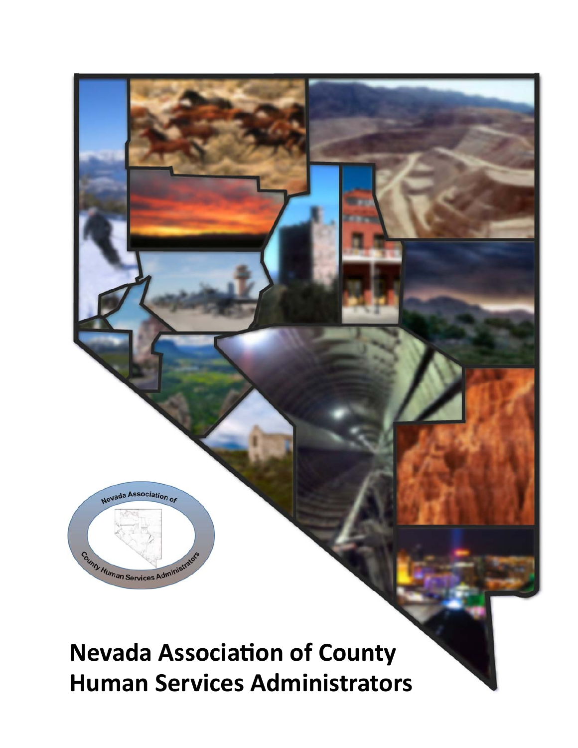# Nevada Association of County Human Services Administrators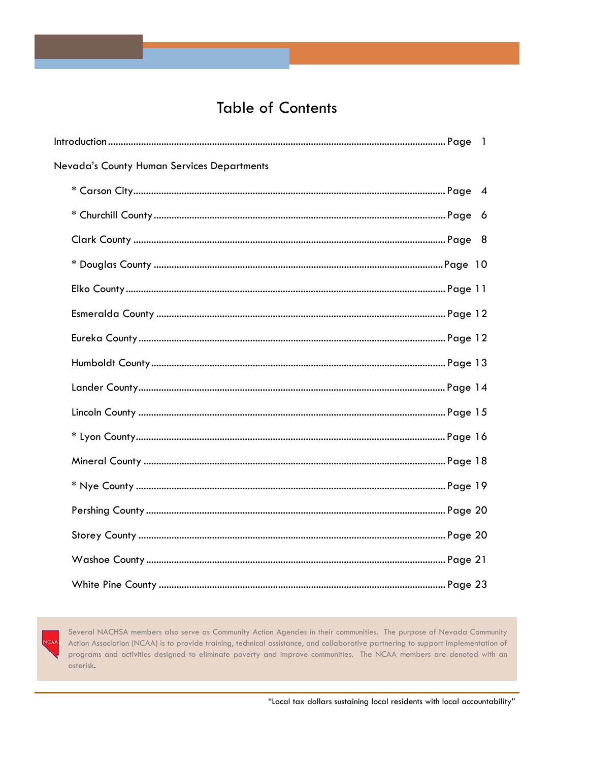# Table of Contents

Introduction .......... Page 1

Nevada's County Human Services Departments

- * Carson City .......... Page 4
- * Churchill County .......... Page 6
- Clark County .......... Page 8
- * Douglas County .......... Page 10
- Elko County .......... Page 11
- Esmeralda County .......... Page 12
- Eureka County .......... Page 12
- Humboldt County .......... Page 13
- Lander County .......... Page 14
- Lincoln County .......... Page 15
- * Lyon County .......... Page 16
- Mineral County .......... Page 18
- * Nye County .......... Page 19
- Pershing County .......... Page 20
- Storey County .......... Page 20
- Washoe County .......... Page 21
- White Pine County .......... Page 23

Several NACHSA members also serve as Community Action Agencies in their communities. The purpose of Nevada Community Action Association (NCAA) is to provide training, technical assistance, and collaborative partnering to support implementation of programs and activities designed to eliminate poverty and improve communities. The NCAA members are denoted with an asterisk.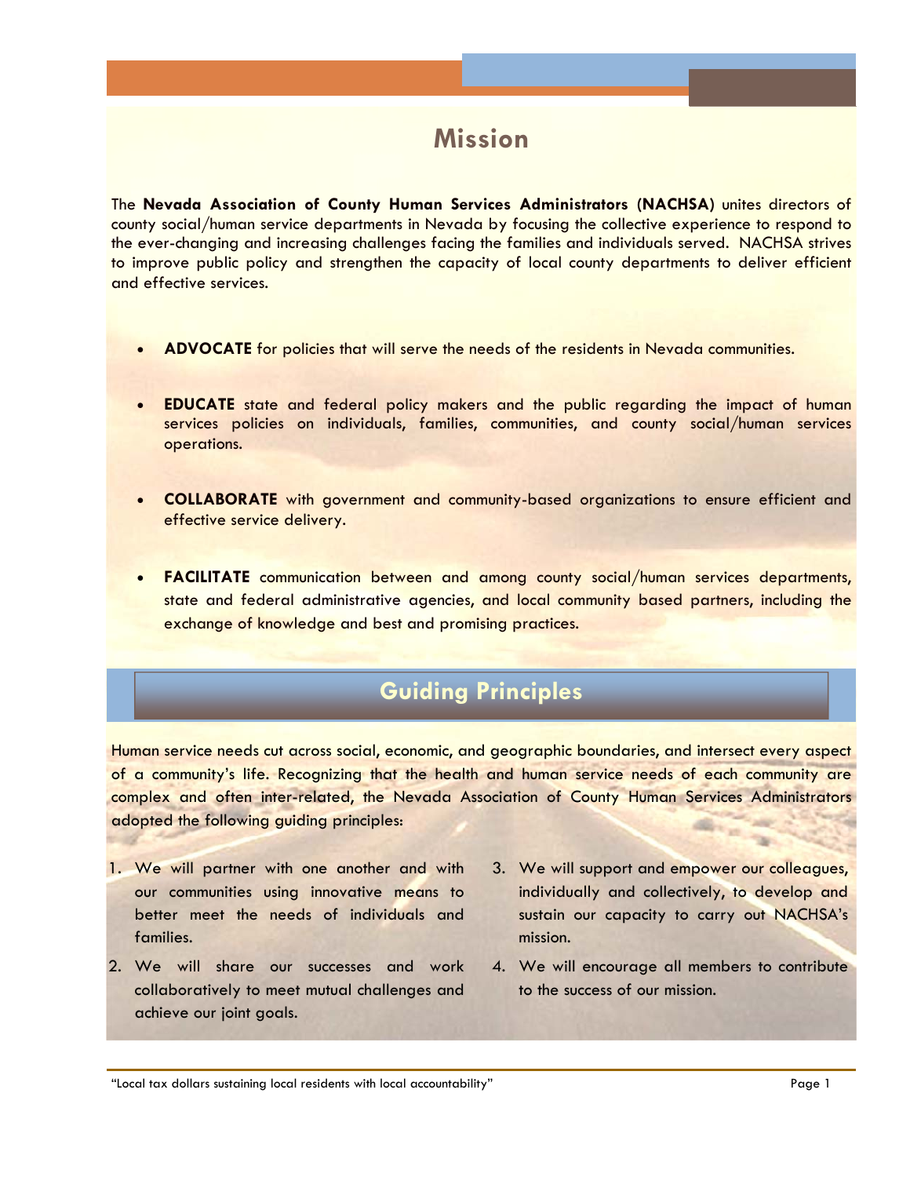# Mission

The **Nevada Association of County Human Services Administrators (NACHSA)** unites directors of county social/human service departments in Nevada by focusing the collective experience to respond to the ever-changing and increasing challenges facing the families and individuals served. NACHSA strives to improve public policy and strengthen the capacity of local county departments to deliver efficient and effective services.

- **ADVOCATE** for policies that will serve the needs of the residents in Nevada communities.
- **EDUCATE** state and federal policy makers and the public regarding the impact of human services policies on individuals, families, communities, and county social/human services operations.
- **COLLABORATE** with government and community-based organizations to ensure efficient and effective service delivery.
- **FACILITATE** communication between and among county social/human services departments, state and federal administrative agencies, and local community based partners, including the exchange of knowledge and best and promising practices.

# Guiding Principles

Human service needs cut across social, economic, and geographic boundaries, and intersect every aspect of a community's life. Recognizing that the health and human service needs of each community are complex and often inter-related, the Nevada Association of County Human Services Administrators adopted the following guiding principles:

1. We will partner with one another and with our communities using innovative means to better meet the needs of individuals and families.
2. We will share our successes and work collaboratively to meet mutual challenges and achieve our joint goals.
3. We will support and empower our colleagues, individually and collectively, to develop and sustain our capacity to carry out NACHSA's mission.
4. We will encourage all members to contribute to the success of our mission.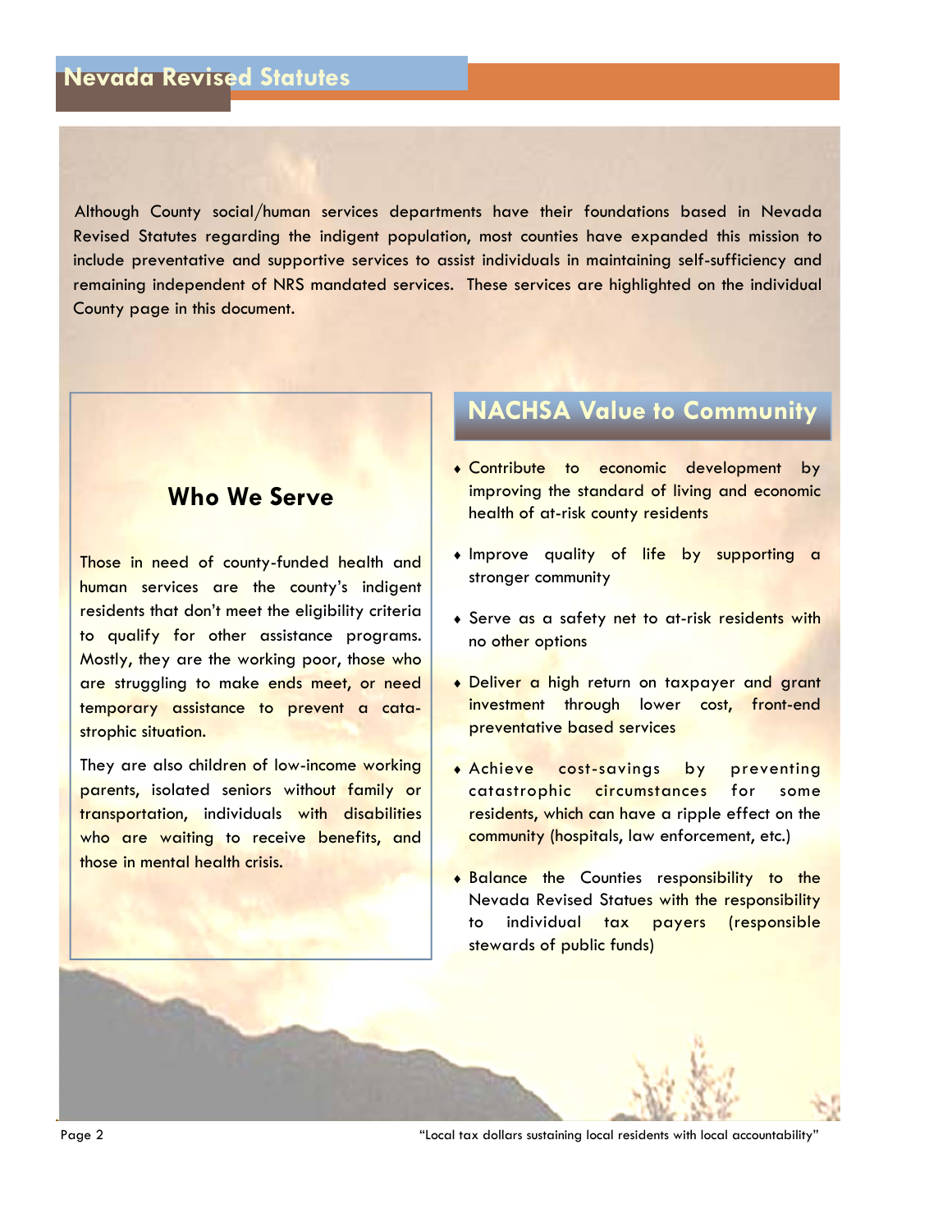## Nevada Revised Statutes

Although County social/human services departments have their foundations based in Nevada Revised Statutes regarding the indigent population, most counties have expanded this mission to include preventative and supportive services to assist individuals in maintaining self-sufficiency and remaining independent of NRS mandated services. These services are highlighted on the individual County page in this document.

### Who We Serve

Those in need of county-funded health and human services are the county's indigent residents that don't meet the eligibility criteria to qualify for other assistance programs. Mostly, they are the working poor, those who are struggling to make ends meet, or need temporary assistance to prevent a catastrophic situation.

They are also children of low-income working parents, isolated seniors without family or transportation, individuals with disabilities who are waiting to receive benefits, and those in mental health crisis.

### NACHSA Value to Community

- Contribute to economic development by improving the standard of living and economic health of at-risk county residents
- Improve quality of life by supporting a stronger community
- Serve as a safety net to at-risk residents with no other options
- Deliver a high return on taxpayer and grant investment through lower cost, front-end preventative based services
- Achieve cost-savings by preventing catastrophic circumstances for some residents, which can have a ripple effect on the community (hospitals, law enforcement, etc.)
- Balance the Counties responsibility to the Nevada Revised Statues with the responsibility to individual tax payers (responsible stewards of public funds)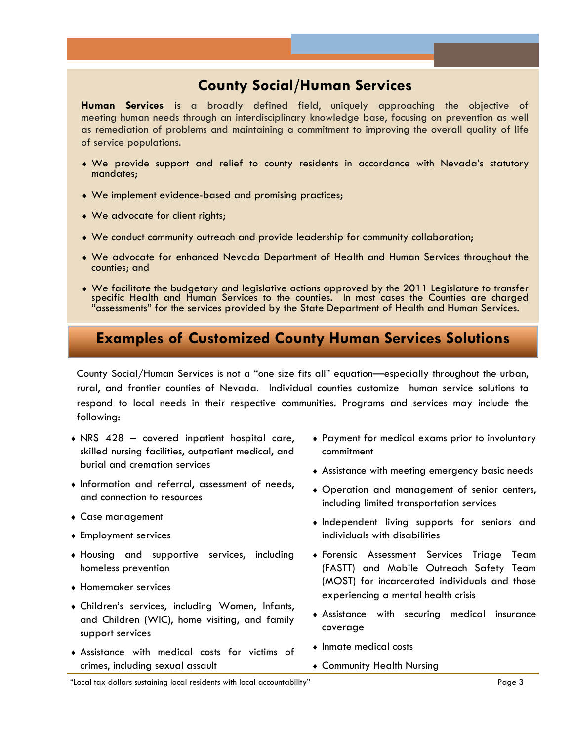## County Social/Human Services

**Human Services** is a broadly defined field, uniquely approaching the objective of meeting human needs through an interdisciplinary knowledge base, focusing on prevention as well as remediation of problems and maintaining a commitment to improving the overall quality of life of service populations.

- We provide support and relief to county residents in accordance with Nevada's statutory mandates;
- We implement evidence-based and promising practices;
- We advocate for client rights;
- We conduct community outreach and provide leadership for community collaboration;
- We advocate for enhanced Nevada Department of Health and Human Services throughout the counties; and
- We facilitate the budgetary and legislative actions approved by the 2011 Legislature to transfer specific Health and Human Services to the counties. In most cases the Counties are charged "assessments" for the services provided by the State Department of Health and Human Services.

## Examples of Customized County Human Services Solutions

County Social/Human Services is not a "one size fits all" equation—especially throughout the urban, rural, and frontier counties of Nevada. Individual counties customize human service solutions to respond to local needs in their respective communities. Programs and services may include the following:

- NRS 428 – covered inpatient hospital care, skilled nursing facilities, outpatient medical, and burial and cremation services
- Information and referral, assessment of needs, and connection to resources
- Case management
- Employment services
- Housing and supportive services, including homeless prevention
- Homemaker services
- Children's services, including Women, Infants, and Children (WIC), home visiting, and family support services
- Assistance with medical costs for victims of crimes, including sexual assault
- Payment for medical exams prior to involuntary commitment
- Assistance with meeting emergency basic needs
- Operation and management of senior centers, including limited transportation services
- Independent living supports for seniors and individuals with disabilities
- Forensic Assessment Services Triage Team (FASTT) and Mobile Outreach Safety Team (MOST) for incarcerated individuals and those experiencing a mental health crisis
- Assistance with securing medical insurance coverage
- Inmate medical costs
- Community Health Nursing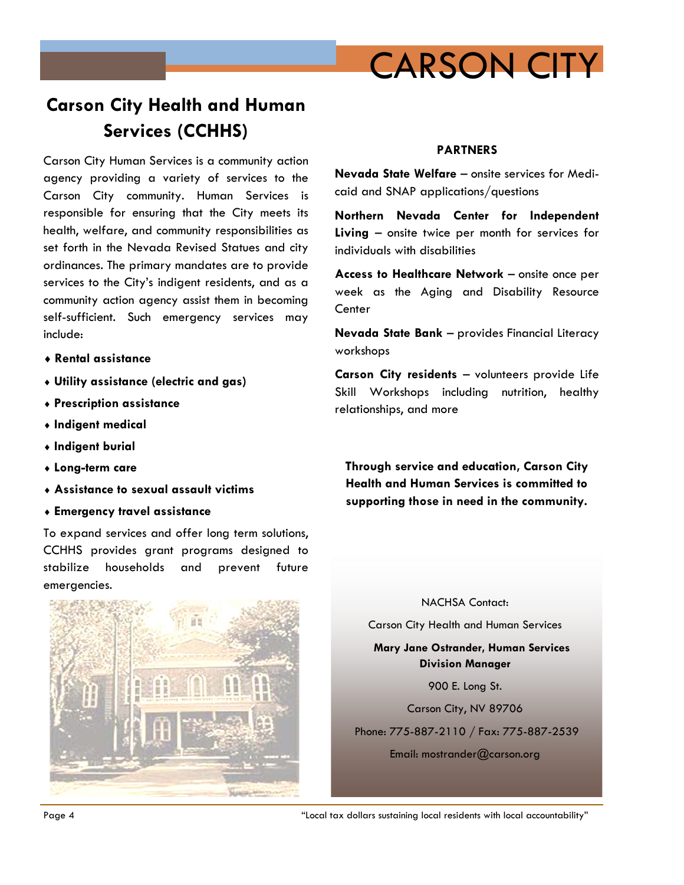# CARSON CITY

## Carson City Health and Human Services (CCHHS)

Carson City Human Services is a community action agency providing a variety of services to the Carson City community. Human Services is responsible for ensuring that the City meets its health, welfare, and community responsibilities as set forth in the Nevada Revised Statues and city ordinances. The primary mandates are to provide services to the City's indigent residents, and as a community action agency assist them in becoming self-sufficient. Such emergency services may include:

- **Rental assistance**
- **Utility assistance (electric and gas)**
- **Prescription assistance**
- **Indigent medical**
- **Indigent burial**
- **Long-term care**
- **Assistance to sexual assault victims**
- **Emergency travel assistance**

To expand services and offer long term solutions, CCHHS provides grant programs designed to stabilize households and prevent future emergencies.

**PARTNERS**

**Nevada State Welfare** – onsite services for Medicaid and SNAP applications/questions

**Northern Nevada Center for Independent Living** – onsite twice per month for services for individuals with disabilities

**Access to Healthcare Network** – onsite once per week as the Aging and Disability Resource Center

**Nevada State Bank** – provides Financial Literacy workshops

**Carson City residents** – volunteers provide Life Skill Workshops including nutrition, healthy relationships, and more

**Through service and education, Carson City Health and Human Services is committed to supporting those in need in the community.**

NACHSA Contact:

Carson City Health and Human Services

**Mary Jane Ostrander, Human Services Division Manager**

900 E. Long St.

Carson City, NV 89706

Phone: 775-887-2110 / Fax: 775-887-2539

Email: mostrander@carson.org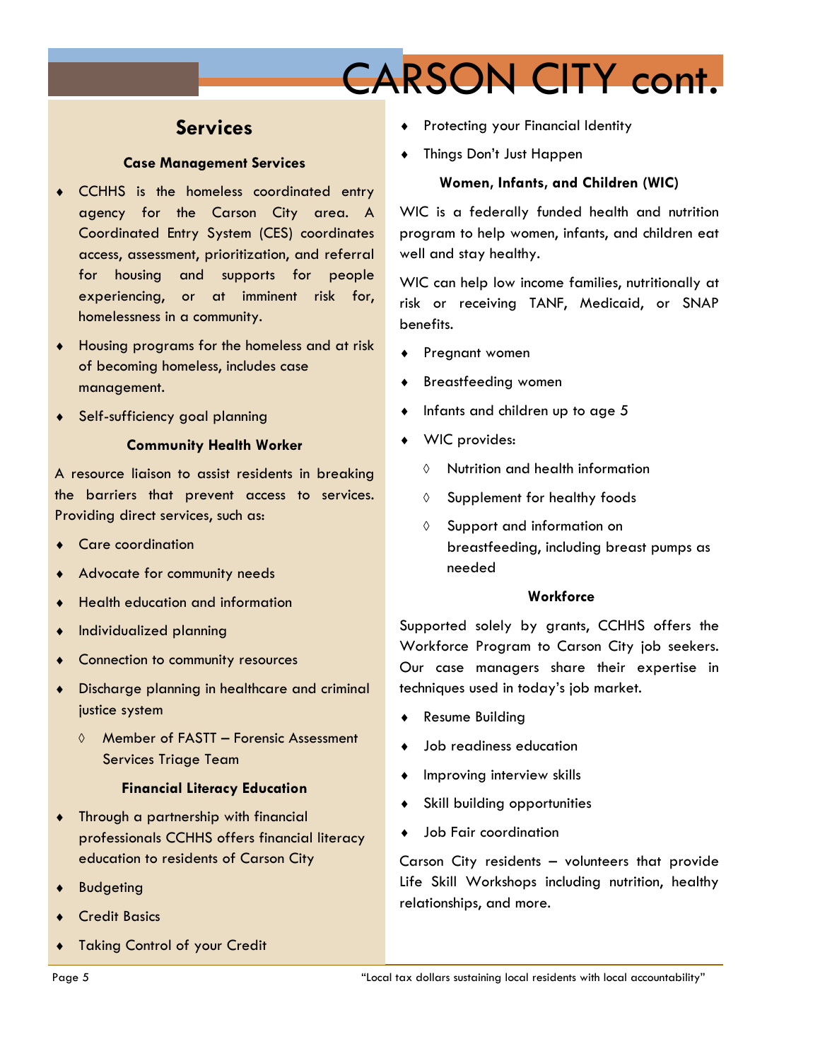# CARSON CITY cont.

## Services

### Case Management Services

- CCHHS is the homeless coordinated entry agency for the Carson City area. A Coordinated Entry System (CES) coordinates access, assessment, prioritization, and referral for housing and supports for people experiencing, or at imminent risk for, homelessness in a community.
- Housing programs for the homeless and at risk of becoming homeless, includes case management.
- Self-sufficiency goal planning

### Community Health Worker

A resource liaison to assist residents in breaking the barriers that prevent access to services. Providing direct services, such as:

- Care coordination
- Advocate for community needs
- Health education and information
- Individualized planning
- Connection to community resources
- Discharge planning in healthcare and criminal justice system
  - Member of FASTT – Forensic Assessment Services Triage Team

### Financial Literacy Education

- Through a partnership with financial professionals CCHHS offers financial literacy education to residents of Carson City
- Budgeting
- Credit Basics
- Taking Control of your Credit
- Protecting your Financial Identity
- Things Don't Just Happen

### Women, Infants, and Children (WIC)

WIC is a federally funded health and nutrition program to help women, infants, and children eat well and stay healthy.

WIC can help low income families, nutritionally at risk or receiving TANF, Medicaid, or SNAP benefits.

- Pregnant women
- Breastfeeding women
- Infants and children up to age 5
- WIC provides:
  - Nutrition and health information
  - Supplement for healthy foods
  - Support and information on breastfeeding, including breast pumps as needed

### Workforce

Supported solely by grants, CCHHS offers the Workforce Program to Carson City job seekers. Our case managers share their expertise in techniques used in today's job market.

- Resume Building
- Job readiness education
- Improving interview skills
- Skill building opportunities
- Job Fair coordination

Carson City residents – volunteers that provide Life Skill Workshops including nutrition, healthy relationships, and more.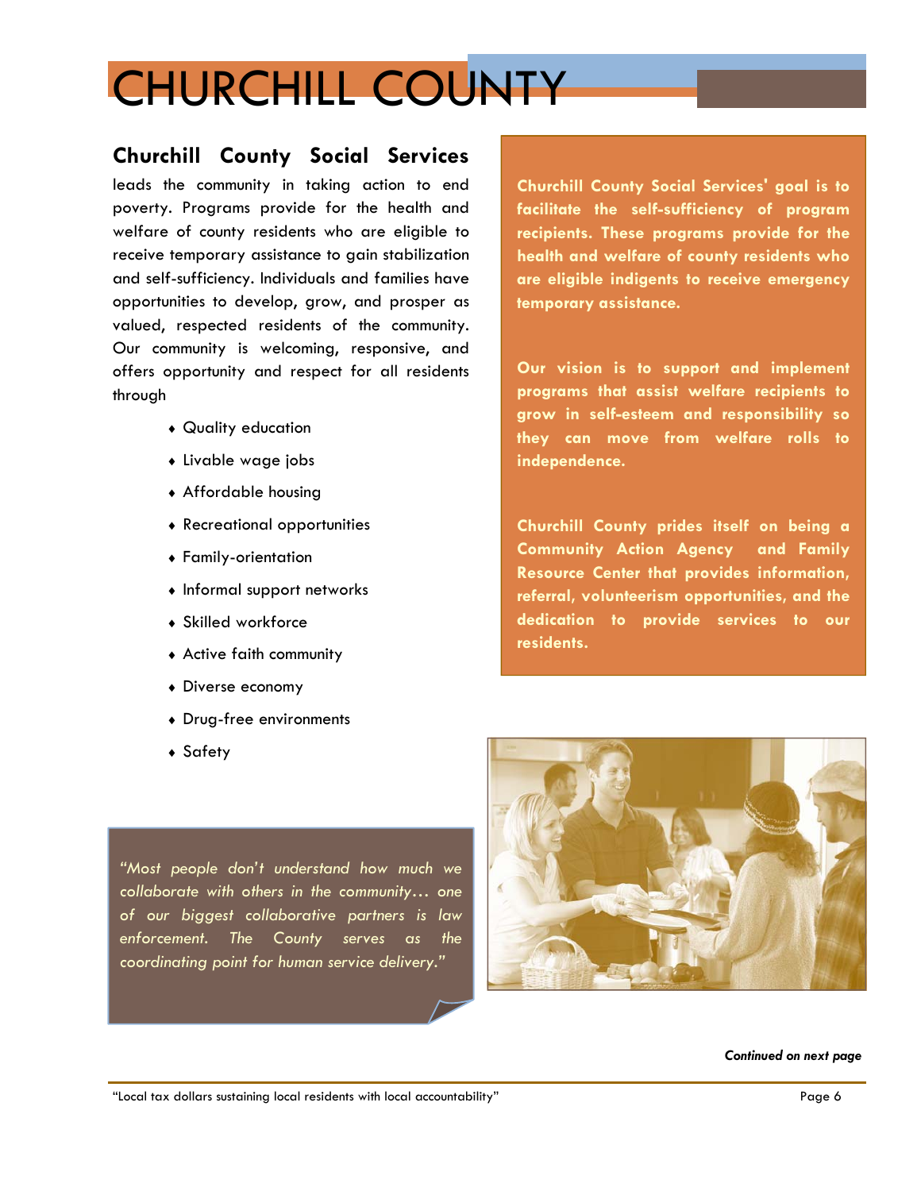# CHURCHILL COUNTY

## Churchill County Social Services

leads the community in taking action to end poverty. Programs provide for the health and welfare of county residents who are eligible to receive temporary assistance to gain stabilization and self-sufficiency. Individuals and families have opportunities to develop, grow, and prosper as valued, respected residents of the community. Our community is welcoming, responsive, and offers opportunity and respect for all residents through

- Quality education
- Livable wage jobs
- Affordable housing
- Recreational opportunities
- Family-orientation
- Informal support networks
- Skilled workforce
- Active faith community
- Diverse economy
- Drug-free environments
- Safety

**Churchill County Social Services' goal is to facilitate the self-sufficiency of program recipients. These programs provide for the health and welfare of county residents who are eligible indigents to receive emergency temporary assistance.**

**Our vision is to support and implement programs that assist welfare recipients to grow in self-esteem and responsibility so they can move from welfare rolls to independence.**

**Churchill County prides itself on being a Community Action Agency and Family Resource Center that provides information, referral, volunteerism opportunities, and the dedication to provide services to our residents.**

*"Most people don't understand how much we collaborate with others in the community… one of our biggest collaborative partners is law enforcement. The County serves as the coordinating point for human service delivery."*

***Continued on next page***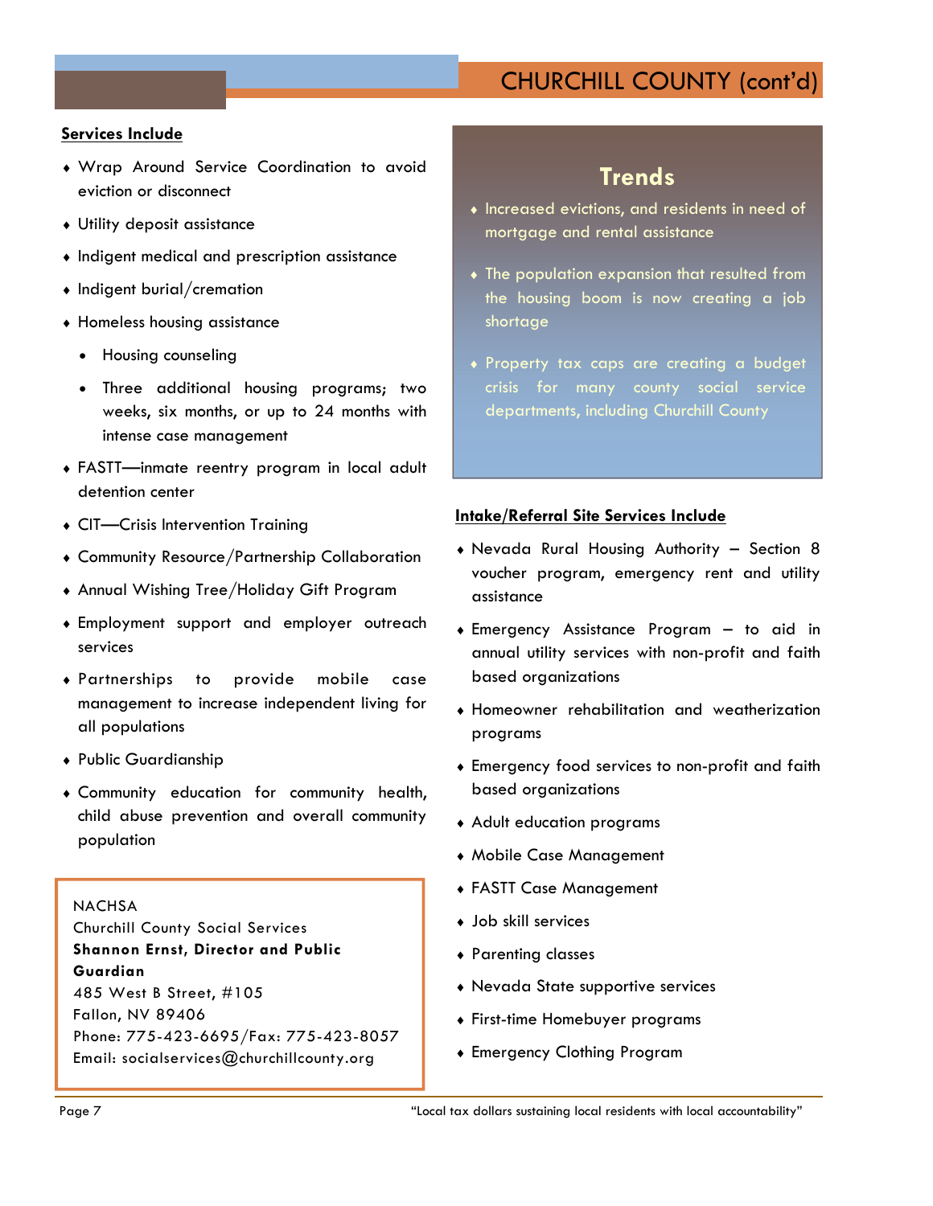# CHURCHILL COUNTY (cont'd)

**Services Include**

- Wrap Around Service Coordination to avoid eviction or disconnect
- Utility deposit assistance
- Indigent medical and prescription assistance
- Indigent burial/cremation
- Homeless housing assistance
  - Housing counseling
  - Three additional housing programs; two weeks, six months, or up to 24 months with intense case management
- FASTT—inmate reentry program in local adult detention center
- CIT—Crisis Intervention Training
- Community Resource/Partnership Collaboration
- Annual Wishing Tree/Holiday Gift Program
- Employment support and employer outreach services
- Partnerships to provide mobile case management to increase independent living for all populations
- Public Guardianship
- Community education for community health, child abuse prevention and overall community population

NACHSA
Churchill County Social Services
**Shannon Ernst, Director and Public Guardian**
485 West B Street, #105
Fallon, NV 89406
Phone: 775-423-6695/Fax: 775-423-8057
Email: socialservices@churchillcounty.org

## Trends

- Increased evictions, and residents in need of mortgage and rental assistance
- The population expansion that resulted from the housing boom is now creating a job shortage
- Property tax caps are creating a budget crisis for many county social service departments, including Churchill County

**Intake/Referral Site Services Include**

- Nevada Rural Housing Authority – Section 8 voucher program, emergency rent and utility assistance
- Emergency Assistance Program – to aid in annual utility services with non-profit and faith based organizations
- Homeowner rehabilitation and weatherization programs
- Emergency food services to non-profit and faith based organizations
- Adult education programs
- Mobile Case Management
- FASTT Case Management
- Job skill services
- Parenting classes
- Nevada State supportive services
- First-time Homebuyer programs
- Emergency Clothing Program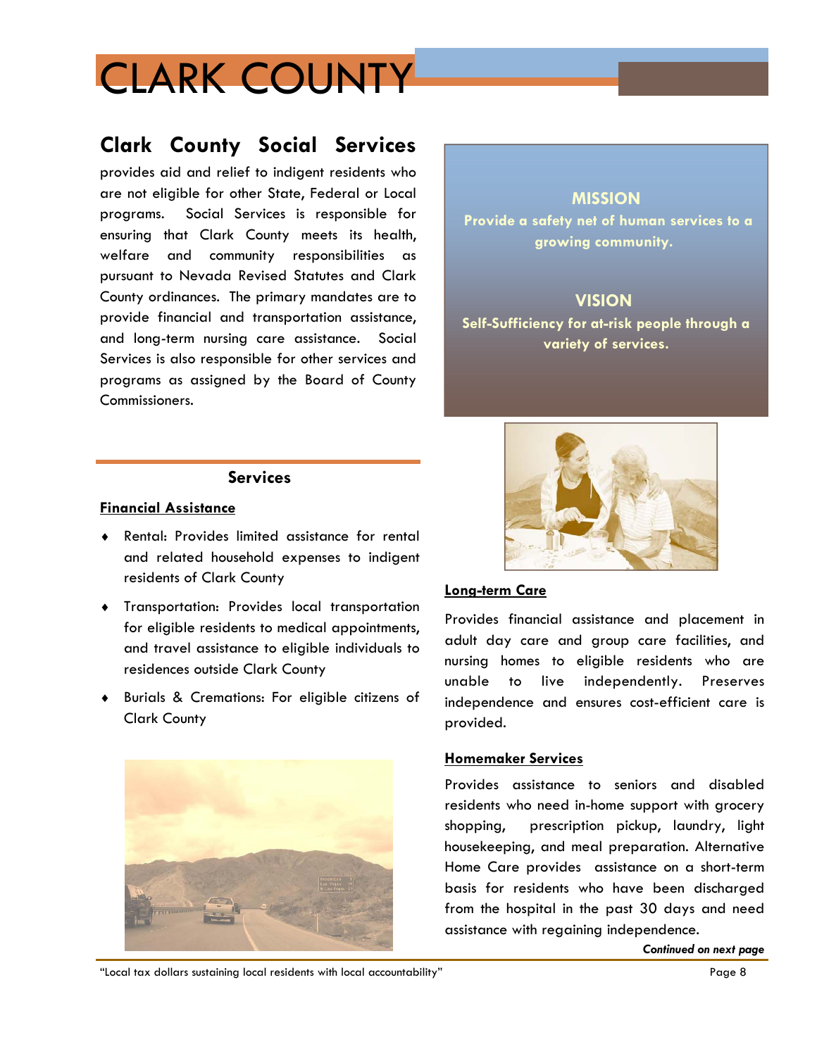# CLARK COUNTY

## Clark County Social Services

provides aid and relief to indigent residents who are not eligible for other State, Federal or Local programs. Social Services is responsible for ensuring that Clark County meets its health, welfare and community responsibilities as pursuant to Nevada Revised Statutes and Clark County ordinances. The primary mandates are to provide financial and transportation assistance, and long-term nursing care assistance. Social Services is also responsible for other services and programs as assigned by the Board of County Commissioners.

**MISSION**

**Provide a safety net of human services to a growing community.**

**VISION**

**Self-Sufficiency for at-risk people through a variety of services.**

### Services

**Financial Assistance**

- Rental: Provides limited assistance for rental and related household expenses to indigent residents of Clark County
- Transportation: Provides local transportation for eligible residents to medical appointments, and travel assistance to eligible individuals to residences outside Clark County
- Burials & Cremations: For eligible citizens of Clark County

**Long-term Care**

Provides financial assistance and placement in adult day care and group care facilities, and nursing homes to eligible residents who are unable to live independently. Preserves independence and ensures cost-efficient care is provided.

**Homemaker Services**

Provides assistance to seniors and disabled residents who need in-home support with grocery shopping, prescription pickup, laundry, light housekeeping, and meal preparation. Alternative Home Care provides assistance on a short-term basis for residents who have been discharged from the hospital in the past 30 days and need assistance with regaining independence.

***Continued on next page***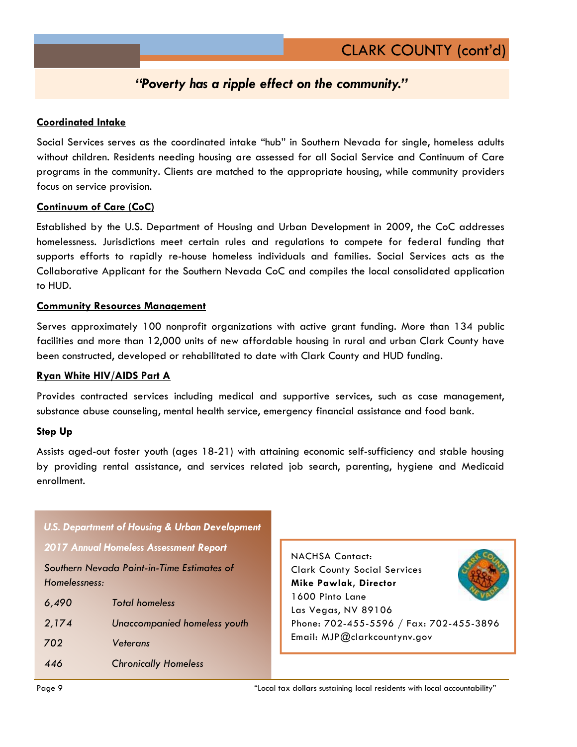# CLARK COUNTY (cont'd)

***"Poverty has a ripple effect on the community."***

**Coordinated Intake**

Social Services serves as the coordinated intake "hub" in Southern Nevada for single, homeless adults without children. Residents needing housing are assessed for all Social Service and Continuum of Care programs in the community. Clients are matched to the appropriate housing, while community providers focus on service provision.

**Continuum of Care (CoC)**

Established by the U.S. Department of Housing and Urban Development in 2009, the CoC addresses homelessness. Jurisdictions meet certain rules and regulations to compete for federal funding that supports efforts to rapidly re-house homeless individuals and families. Social Services acts as the Collaborative Applicant for the Southern Nevada CoC and compiles the local consolidated application to HUD.

**Community Resources Management**

Serves approximately 100 nonprofit organizations with active grant funding. More than 134 public facilities and more than 12,000 units of new affordable housing in rural and urban Clark County have been constructed, developed or rehabilitated to date with Clark County and HUD funding.

**Ryan White HIV/AIDS Part A**

Provides contracted services including medical and supportive services, such as case management, substance abuse counseling, mental health service, emergency financial assistance and food bank.

**Step Up**

Assists aged-out foster youth (ages 18-21) with attaining economic self-sufficiency and stable housing by providing rental assistance, and services related job search, parenting, hygiene and Medicaid enrollment.

***U.S. Department of Housing & Urban Development***

***2017 Annual Homeless Assessment Report***

*Southern Nevada Point-in-Time Estimates of Homelessness:*

| | |
|---|---|
| *6,490* | *Total homeless* |
| *2,174* | *Unaccompanied homeless youth* |
| *702* | *Veterans* |
| *446* | *Chronically Homeless* |

NACHSA Contact:
Clark County Social Services
**Mike Pawlak, Director**
1600 Pinto Lane
Las Vegas, NV 89106
Phone: 702-455-5596 / Fax: 702-455-3896
Email: MJP@clarkcountynv.gov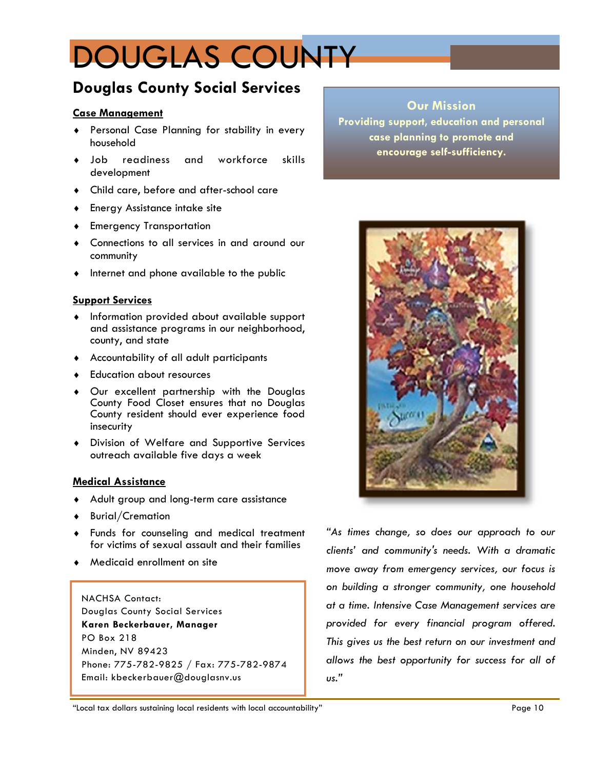# DOUGLAS COUNTY

## Douglas County Social Services

**Case Management**

- Personal Case Planning for stability in every household
- Job readiness and workforce skills development
- Child care, before and after-school care
- Energy Assistance intake site
- Emergency Transportation
- Connections to all services in and around our community
- Internet and phone available to the public

**Support Services**

- Information provided about available support and assistance programs in our neighborhood, county, and state
- Accountability of all adult participants
- Education about resources
- Our excellent partnership with the Douglas County Food Closet ensures that no Douglas County resident should ever experience food insecurity
- Division of Welfare and Supportive Services outreach available five days a week

**Medical Assistance**

- Adult group and long-term care assistance
- Burial/Cremation
- Funds for counseling and medical treatment for victims of sexual assault and their families
- Medicaid enrollment on site

NACHSA Contact:
Douglas County Social Services
**Karen Beckerbauer, Manager**
PO Box 218
Minden, NV 89423
Phone: 775-782-9825 / Fax: 775-782-9874
Email: kbeckerbauer@douglasnv.us

**Our Mission**

**Providing support, education and personal case planning to promote and encourage self-sufficiency.**

*"As times change, so does our approach to our clients' and community's needs. With a dramatic move away from emergency services, our focus is on building a stronger community, one household at a time. Intensive Case Management services are provided for every financial program offered. This gives us the best return on our investment and allows the best opportunity for success for all of us."*

"Local tax dollars sustaining local residents with local accountability"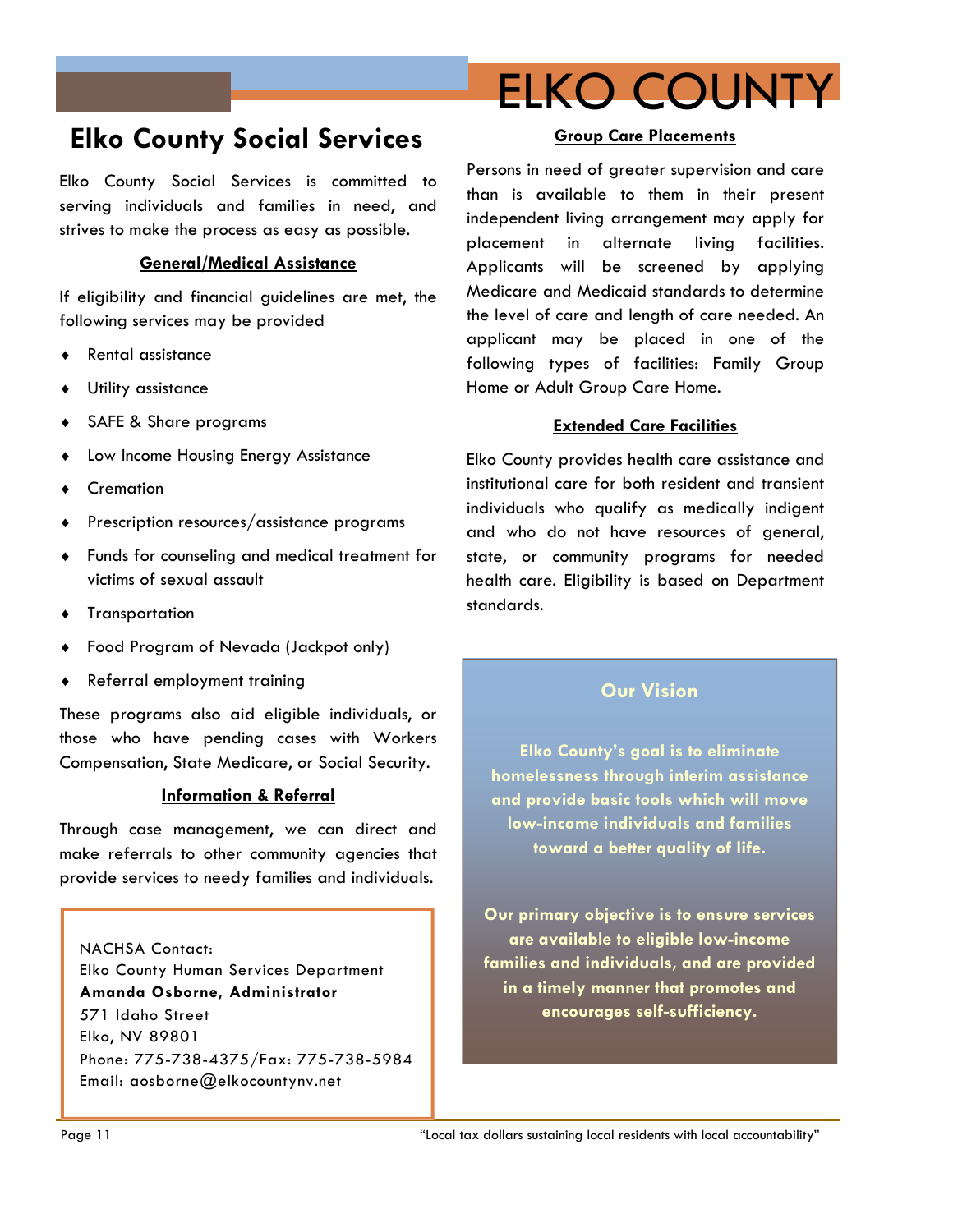# ELKO COUNTY

## Elko County Social Services

Elko County Social Services is committed to serving individuals and families in need, and strives to make the process as easy as possible.

### General/Medical Assistance

If eligibility and financial guidelines are met, the following services may be provided

- Rental assistance
- Utility assistance
- SAFE & Share programs
- Low Income Housing Energy Assistance
- Cremation
- Prescription resources/assistance programs
- Funds for counseling and medical treatment for victims of sexual assault
- Transportation
- Food Program of Nevada (Jackpot only)
- Referral employment training

These programs also aid eligible individuals, or those who have pending cases with Workers Compensation, State Medicare, or Social Security.

### Information & Referral

Through case management, we can direct and make referrals to other community agencies that provide services to needy families and individuals.

NACHSA Contact:
Elko County Human Services Department
**Amanda Osborne, Administrator**
571 Idaho Street
Elko, NV 89801
Phone: 775-738-4375/Fax: 775-738-5984
Email: aosborne@elkocountynv.net

### Group Care Placements

Persons in need of greater supervision and care than is available to them in their present independent living arrangement may apply for placement in alternate living facilities. Applicants will be screened by applying Medicare and Medicaid standards to determine the level of care and length of care needed. An applicant may be placed in one of the following types of facilities: Family Group Home or Adult Group Care Home.

### Extended Care Facilities

Elko County provides health care assistance and institutional care for both resident and transient individuals who qualify as medically indigent and who do not have resources of general, state, or community programs for needed health care. Eligibility is based on Department standards.

### Our Vision

**Elko County's goal is to eliminate homelessness through interim assistance and provide basic tools which will move low-income individuals and families toward a better quality of life.**

**Our primary objective is to ensure services are available to eligible low-income families and individuals, and are provided in a timely manner that promotes and encourages self-sufficiency.**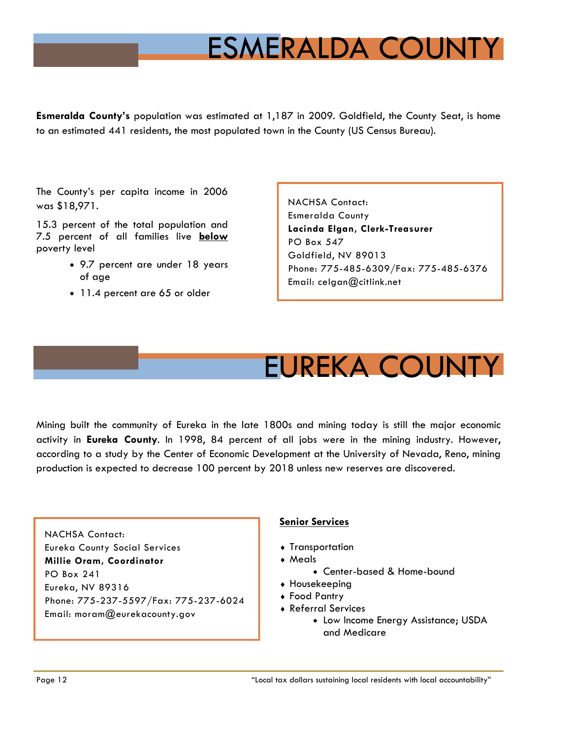# ESMERALDA COUNTY

**Esmeralda County's** population was estimated at 1,187 in 2009. Goldfield, the County Seat, is home to an estimated 441 residents, the most populated town in the County (US Census Bureau).

The County's per capita income in 2006 was $18,971.

15.3 percent of the total population and 7.5 percent of all families live **below** poverty level

- 9.7 percent are under 18 years of age
- 11.4 percent are 65 or older

NACHSA Contact:
Esmeralda County
**Lacinda Elgan, Clerk-Treasurer**
PO Box 547
Goldfield, NV 89013
Phone: 775-485-6309/Fax: 775-485-6376
Email: celgan@citlink.net

# EUREKA COUNTY

Mining built the community of Eureka in the late 1800s and mining today is still the major economic activity in **Eureka County**. In 1998, 84 percent of all jobs were in the mining industry. However, according to a study by the Center of Economic Development at the University of Nevada, Reno, mining production is expected to decrease 100 percent by 2018 unless new reserves are discovered.

NACHSA Contact:
Eureka County Social Services
**Millie Oram, Coordinator**
PO Box 241
Eureka, NV 89316
Phone: 775-237-5597/Fax: 775-237-6024
Email: moram@eurekacounty.gov

**Senior Services**

- Transportation
- Meals
  - Center-based & Home-bound
- Housekeeping
- Food Pantry
- Referral Services
  - Low Income Energy Assistance; USDA and Medicare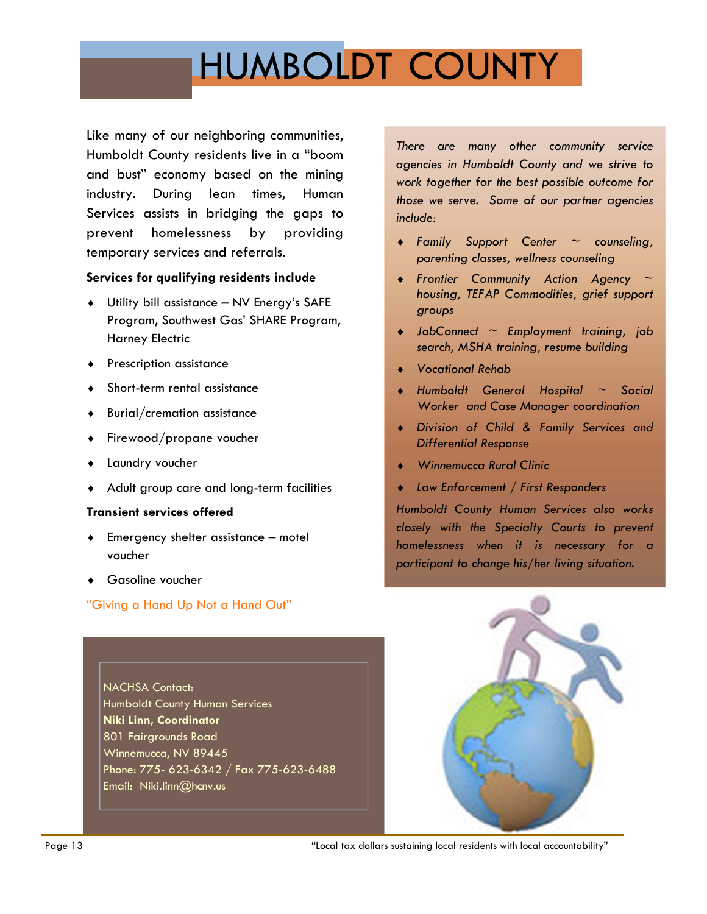# HUMBOLDT COUNTY

Like many of our neighboring communities, Humboldt County residents live in a "boom and bust" economy based on the mining industry. During lean times, Human Services assists in bridging the gaps to prevent homelessness by providing temporary services and referrals.

**Services for qualifying residents include**

- Utility bill assistance – NV Energy's SAFE Program, Southwest Gas' SHARE Program, Harney Electric
- Prescription assistance
- Short-term rental assistance
- Burial/cremation assistance
- Firewood/propane voucher
- Laundry voucher
- Adult group care and long-term facilities

**Transient services offered**

- Emergency shelter assistance – motel voucher
- Gasoline voucher

"Giving a Hand Up Not a Hand Out"

*There are many other community service agencies in Humboldt County and we strive to work together for the best possible outcome for those we serve. Some of our partner agencies include:*

- *Family Support Center ~ counseling, parenting classes, wellness counseling*
- *Frontier Community Action Agency ~ housing, TEFAP Commodities, grief support groups*
- *JobConnect ~ Employment training, job search, MSHA training, resume building*
- *Vocational Rehab*
- *Humboldt General Hospital ~ Social Worker and Case Manager coordination*
- *Division of Child & Family Services and Differential Response*
- *Winnemucca Rural Clinic*
- *Law Enforcement / First Responders*

*Humboldt County Human Services also works closely with the Specialty Courts to prevent homelessness when it is necessary for a participant to change his/her living situation.*

NACHSA Contact:
Humboldt County Human Services
**Niki Linn, Coordinator**
801 Fairgrounds Road
Winnemucca, NV 89445
Phone: 775- 623-6342 / Fax 775-623-6488
Email: Niki.linn@hcnv.us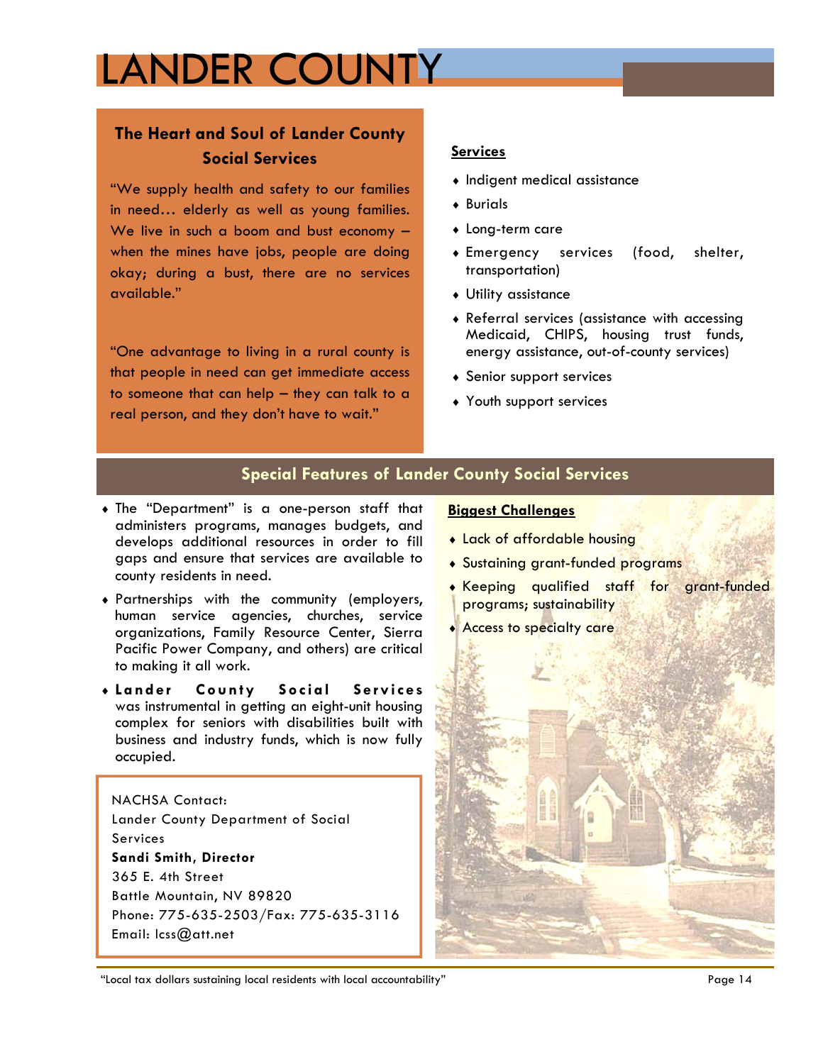# LANDER COUNTY

## The Heart and Soul of Lander County Social Services

"We supply health and safety to our families in need… elderly as well as young families. We live in such a boom and bust economy – when the mines have jobs, people are doing okay; during a bust, there are no services available."

"One advantage to living in a rural county is that people in need can get immediate access to someone that can help – they can talk to a real person, and they don't have to wait."

**Services**

- Indigent medical assistance
- Burials
- Long-term care
- Emergency services (food, shelter, transportation)
- Utility assistance
- Referral services (assistance with accessing Medicaid, CHIPS, housing trust funds, energy assistance, out-of-county services)
- Senior support services
- Youth support services

## Special Features of Lander County Social Services

- The "Department" is a one-person staff that administers programs, manages budgets, and develops additional resources in order to fill gaps and ensure that services are available to county residents in need.
- Partnerships with the community (employers, human service agencies, churches, service organizations, Family Resource Center, Sierra Pacific Power Company, and others) are critical to making it all work.
- **Lander County Social Services** was instrumental in getting an eight-unit housing complex for seniors with disabilities built with business and industry funds, which is now fully occupied.

NACHSA Contact:
Lander County Department of Social Services
**Sandi Smith, Director**
365 E. 4th Street
Battle Mountain, NV 89820
Phone: 775-635-2503/Fax: 775-635-3116
Email: lcss@att.net

**Biggest Challenges**

- Lack of affordable housing
- Sustaining grant-funded programs
- Keeping qualified staff for grant-funded programs; sustainability
- Access to specialty care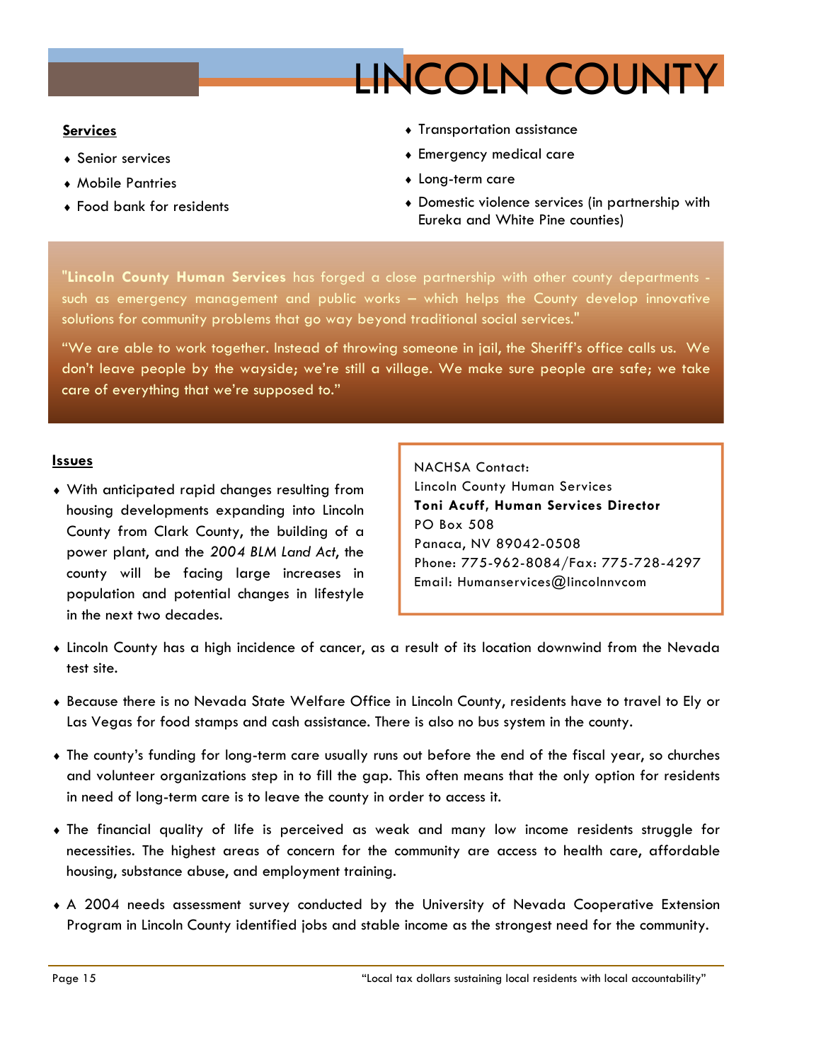# LINCOLN COUNTY

**Services**

- Senior services
- Mobile Pantries
- Food bank for residents
- Transportation assistance
- Emergency medical care
- Long-term care
- Domestic violence services (in partnership with Eureka and White Pine counties)

"**Lincoln County Human Services** has forged a close partnership with other county departments - such as emergency management and public works – which helps the County develop innovative solutions for community problems that go way beyond traditional social services."

"We are able to work together. Instead of throwing someone in jail, the Sheriff's office calls us. We don't leave people by the wayside; we're still a village. We make sure people are safe; we take care of everything that we're supposed to."

**Issues**

- With anticipated rapid changes resulting from housing developments expanding into Lincoln County from Clark County, the building of a power plant, and the *2004 BLM Land Act*, the county will be facing large increases in population and potential changes in lifestyle in the next two decades.

NACHSA Contact:
Lincoln County Human Services
**Toni Acuff, Human Services Director**
PO Box 508
Panaca, NV 89042-0508
Phone: 775-962-8084/Fax: 775-728-4297
Email: Humanservices@lincolnnvcom

- Lincoln County has a high incidence of cancer, as a result of its location downwind from the Nevada test site.
- Because there is no Nevada State Welfare Office in Lincoln County, residents have to travel to Ely or Las Vegas for food stamps and cash assistance. There is also no bus system in the county.
- The county's funding for long-term care usually runs out before the end of the fiscal year, so churches and volunteer organizations step in to fill the gap. This often means that the only option for residents in need of long-term care is to leave the county in order to access it.
- The financial quality of life is perceived as weak and many low income residents struggle for necessities. The highest areas of concern for the community are access to health care, affordable housing, substance abuse, and employment training.
- A 2004 needs assessment survey conducted by the University of Nevada Cooperative Extension Program in Lincoln County identified jobs and stable income as the strongest need for the community.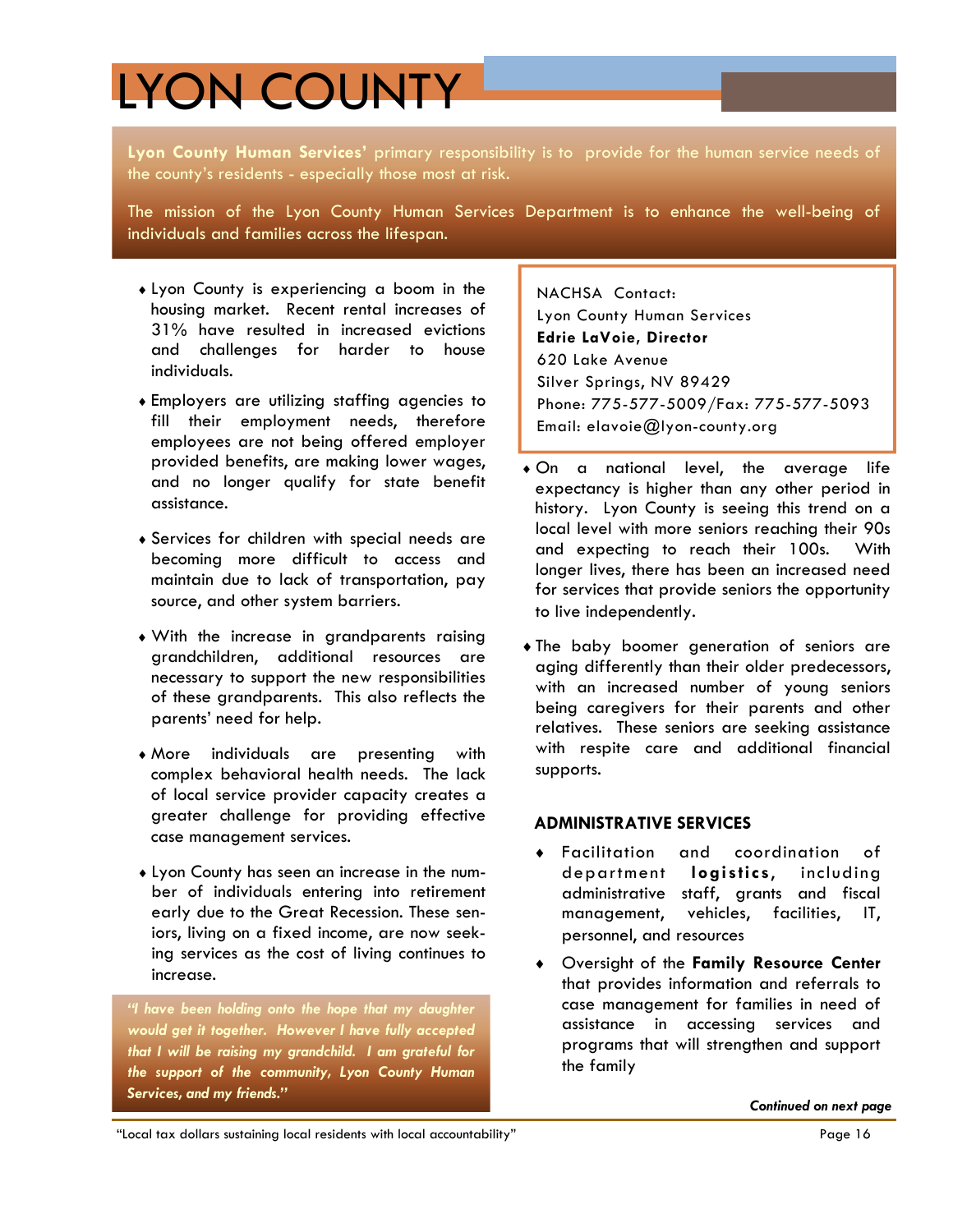# LYON COUNTY

**Lyon County Human Services'** primary responsibility is to provide for the human service needs of the county's residents - especially those most at risk.

The mission of the Lyon County Human Services Department is to enhance the well-being of individuals and families across the lifespan.

- Lyon County is experiencing a boom in the housing market. Recent rental increases of 31% have resulted in increased evictions and challenges for harder to house individuals.
- Employers are utilizing staffing agencies to fill their employment needs, therefore employees are not being offered employer provided benefits, are making lower wages, and no longer qualify for state benefit assistance.
- Services for children with special needs are becoming more difficult to access and maintain due to lack of transportation, pay source, and other system barriers.
- With the increase in grandparents raising grandchildren, additional resources are necessary to support the new responsibilities of these grandparents. This also reflects the parents' need for help.
- More individuals are presenting with complex behavioral health needs. The lack of local service provider capacity creates a greater challenge for providing effective case management services.
- Lyon County has seen an increase in the number of individuals entering into retirement early due to the Great Recession. These seniors, living on a fixed income, are now seeking services as the cost of living continues to increase.

*"I have been holding onto the hope that my daughter would get it together. However I have fully accepted that I will be raising my grandchild. I am grateful for the support of the community, Lyon County Human Services, and my friends."*

NACHSA Contact:
Lyon County Human Services
**Edrie LaVoie, Director**
620 Lake Avenue
Silver Springs, NV 89429
Phone: 775-577-5009/Fax: 775-577-5093
Email: elavoie@lyon-county.org

- On a national level, the average life expectancy is higher than any other period in history. Lyon County is seeing this trend on a local level with more seniors reaching their 90s and expecting to reach their 100s. With longer lives, there has been an increased need for services that provide seniors the opportunity to live independently.
- The baby boomer generation of seniors are aging differently than their older predecessors, with an increased number of young seniors being caregivers for their parents and other relatives. These seniors are seeking assistance with respite care and additional financial supports.

### ADMINISTRATIVE SERVICES

- Facilitation and coordination of department **logistics**, including administrative staff, grants and fiscal management, vehicles, facilities, IT, personnel, and resources
- Oversight of the **Family Resource Center** that provides information and referrals to case management for families in need of assistance in accessing services and programs that will strengthen and support the family

***Continued on next page***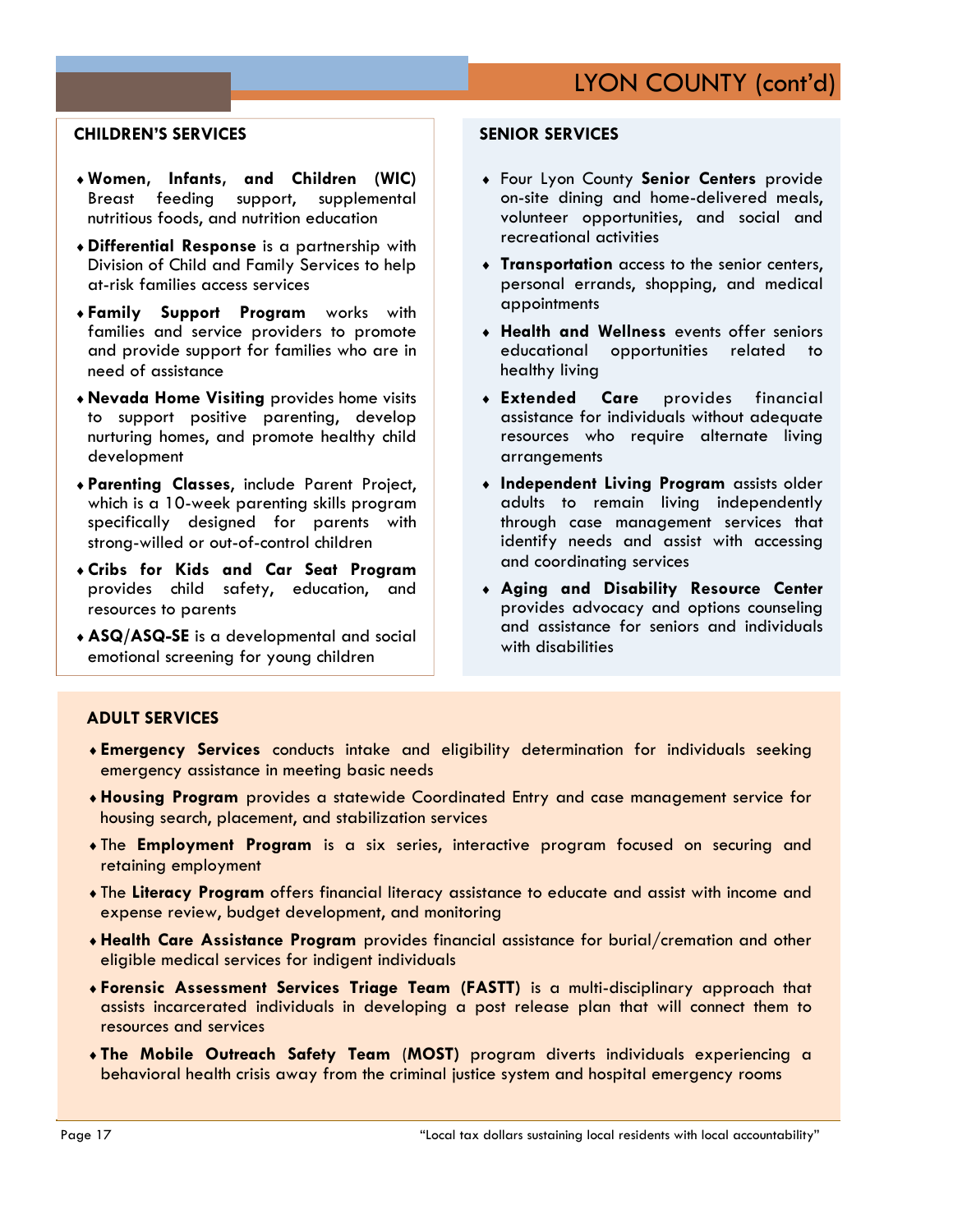# LYON COUNTY (cont'd)

## CHILDREN'S SERVICES

- **Women, Infants, and Children (WIC)** Breast feeding support, supplemental nutritious foods, and nutrition education
- **Differential Response** is a partnership with Division of Child and Family Services to help at-risk families access services
- **Family Support Program** works with families and service providers to promote and provide support for families who are in need of assistance
- **Nevada Home Visiting** provides home visits to support positive parenting, develop nurturing homes, and promote healthy child development
- **Parenting Classes**, include Parent Project, which is a 10-week parenting skills program specifically designed for parents with strong-willed or out-of-control children
- **Cribs for Kids and Car Seat Program** provides child safety, education, and resources to parents
- **ASQ/ASQ-SE** is a developmental and social emotional screening for young children

## SENIOR SERVICES

- Four Lyon County **Senior Centers** provide on-site dining and home-delivered meals, volunteer opportunities, and social and recreational activities
- **Transportation** access to the senior centers, personal errands, shopping, and medical appointments
- **Health and Wellness** events offer seniors educational opportunities related to healthy living
- **Extended Care** provides financial assistance for individuals without adequate resources who require alternate living arrangements
- **Independent Living Program** assists older adults to remain living independently through case management services that identify needs and assist with accessing and coordinating services
- **Aging and Disability Resource Center** provides advocacy and options counseling and assistance for seniors and individuals with disabilities

## ADULT SERVICES

- **Emergency Services** conducts intake and eligibility determination for individuals seeking emergency assistance in meeting basic needs
- **Housing Program** provides a statewide Coordinated Entry and case management service for housing search, placement, and stabilization services
- The **Employment Program** is a six series, interactive program focused on securing and retaining employment
- The **Literacy Program** offers financial literacy assistance to educate and assist with income and expense review, budget development, and monitoring
- **Health Care Assistance Program** provides financial assistance for burial/cremation and other eligible medical services for indigent individuals
- **Forensic Assessment Services Triage Team (FASTT)** is a multi-disciplinary approach that assists incarcerated individuals in developing a post release plan that will connect them to resources and services
- **The Mobile Outreach Safety Team** (**MOST**) program diverts individuals experiencing a behavioral health crisis away from the criminal justice system and hospital emergency rooms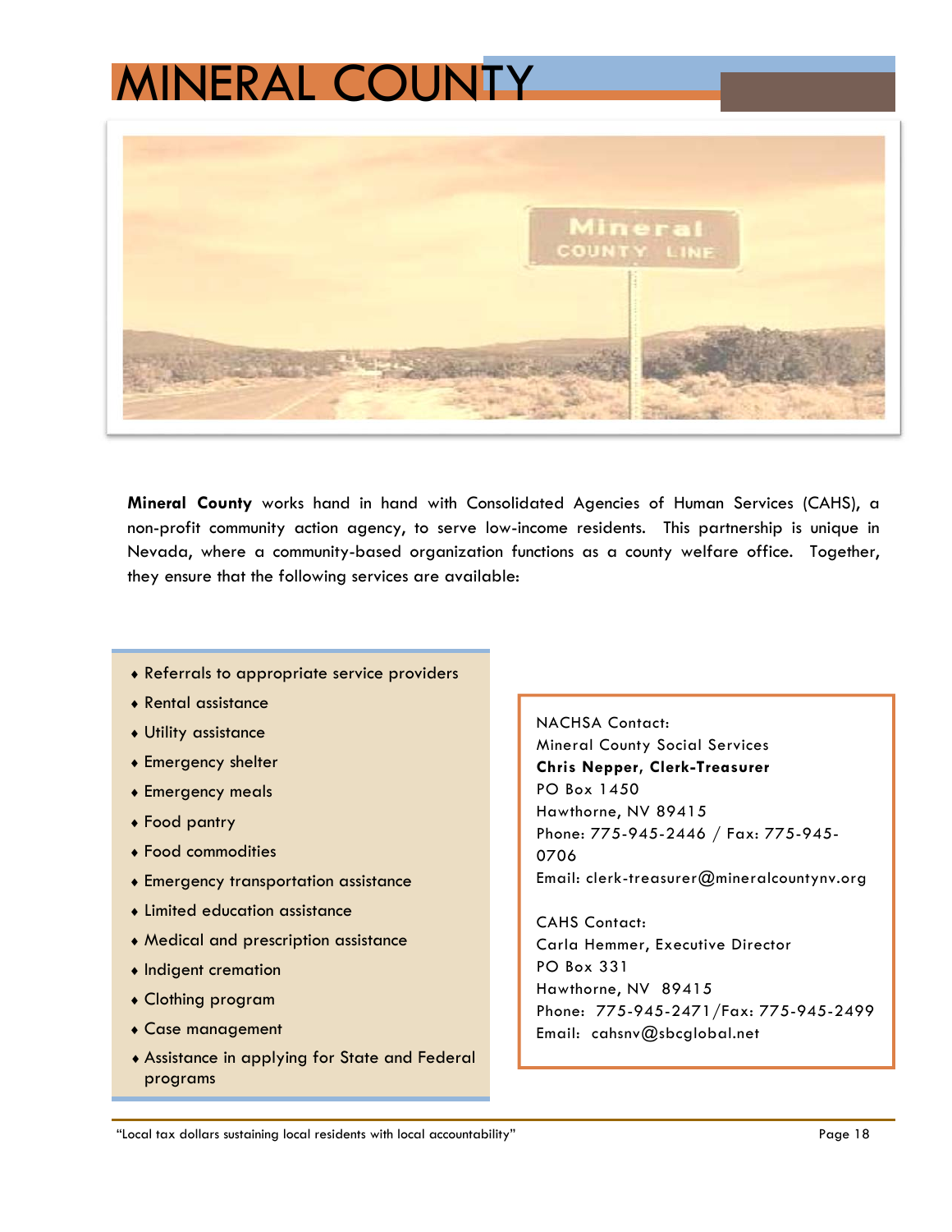# MINERAL COUNTY

**Mineral County** works hand in hand with Consolidated Agencies of Human Services (CAHS), a non-profit community action agency, to serve low-income residents. This partnership is unique in Nevada, where a community-based organization functions as a county welfare office. Together, they ensure that the following services are available:

- Referrals to appropriate service providers
- Rental assistance
- Utility assistance
- Emergency shelter
- Emergency meals
- Food pantry
- Food commodities
- Emergency transportation assistance
- Limited education assistance
- Medical and prescription assistance
- Indigent cremation
- Clothing program
- Case management
- Assistance in applying for State and Federal programs

NACHSA Contact:
Mineral County Social Services
**Chris Nepper, Clerk-Treasurer**
PO Box 1450
Hawthorne, NV 89415
Phone: 775-945-2446 / Fax: 775-945-0706
Email: clerk-treasurer@mineralcountynv.org

CAHS Contact:
Carla Hemmer, Executive Director
PO Box 331
Hawthorne, NV 89415
Phone: 775-945-2471/Fax: 775-945-2499
Email: cahsnv@sbcglobal.net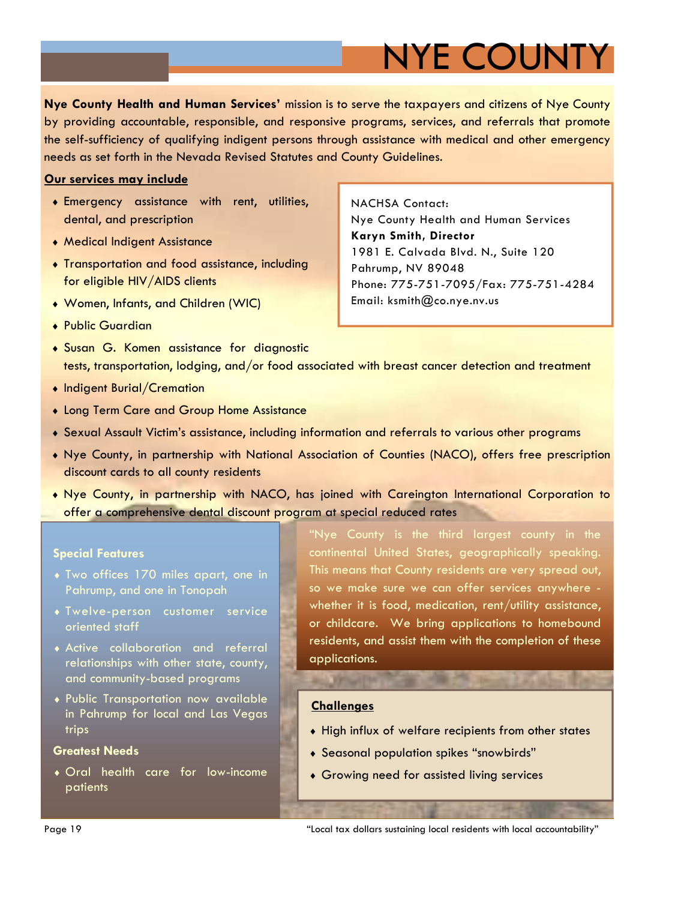# NYE COUNTY

**Nye County Health and Human Services'** mission is to serve the taxpayers and citizens of Nye County by providing accountable, responsible, and responsive programs, services, and referrals that promote the self-sufficiency of qualifying indigent persons through assistance with medical and other emergency needs as set forth in the Nevada Revised Statutes and County Guidelines.

**Our services may include**

- Emergency assistance with rent, utilities, dental, and prescription
- Medical Indigent Assistance
- Transportation and food assistance, including for eligible HIV/AIDS clients
- Women, Infants, and Children (WIC)
- Public Guardian
- Susan G. Komen assistance for diagnostic tests, transportation, lodging, and/or food associated with breast cancer detection and treatment
- Indigent Burial/Cremation
- Long Term Care and Group Home Assistance
- Sexual Assault Victim's assistance, including information and referrals to various other programs
- Nye County, in partnership with National Association of Counties (NACO), offers free prescription discount cards to all county residents
- Nye County, in partnership with NACO, has joined with Careington International Corporation to offer a comprehensive dental discount program at special reduced rates

NACHSA Contact:
Nye County Health and Human Services
**Karyn Smith, Director**
1981 E. Calvada Blvd. N., Suite 120
Pahrump, NV 89048
Phone: 775-751-7095/Fax: 775-751-4284
Email: ksmith@co.nye.nv.us

**Special Features**

- Two offices 170 miles apart, one in Pahrump, and one in Tonopah
- Twelve-person customer service oriented staff
- Active collaboration and referral relationships with other state, county, and community-based programs
- Public Transportation now available in Pahrump for local and Las Vegas trips

**Greatest Needs**

- Oral health care for low-income patients

"Nye County is the third largest county in the continental United States, geographically speaking. This means that County residents are very spread out, so we make sure we can offer services anywhere - whether it is food, medication, rent/utility assistance, or childcare. We bring applications to homebound residents, and assist them with the completion of these applications.

**Challenges**

- High influx of welfare recipients from other states
- Seasonal population spikes "snowbirds"
- Growing need for assisted living services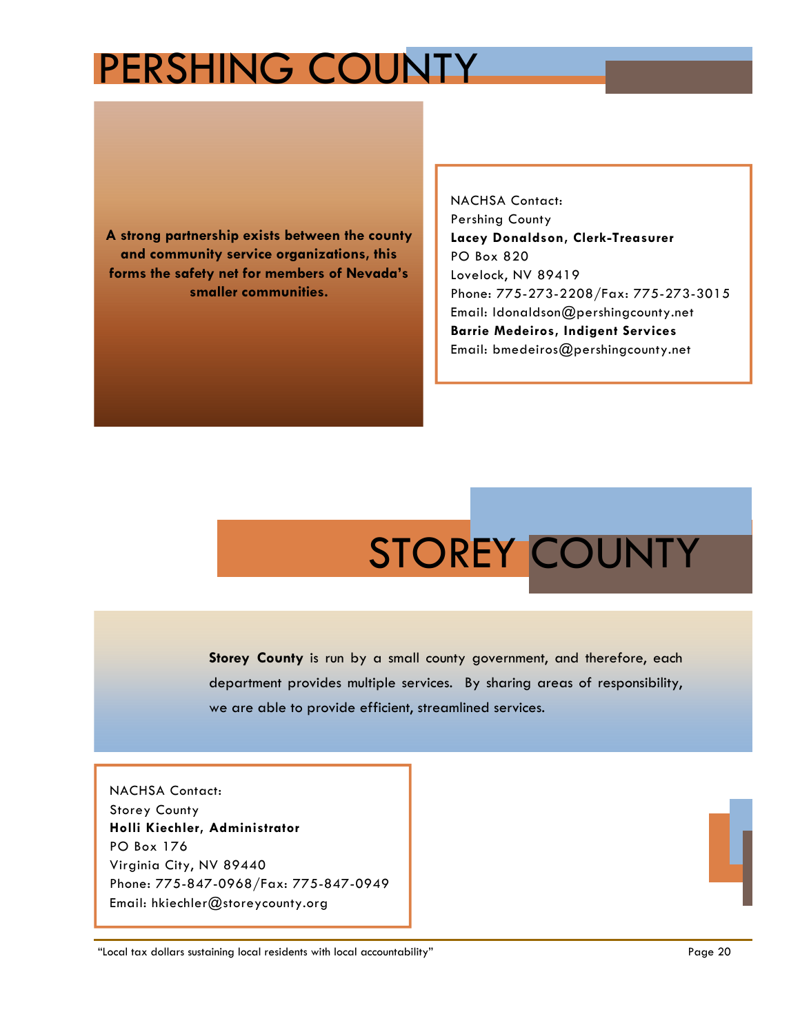# PERSHING COUNTY

**A strong partnership exists between the county and community service organizations, this forms the safety net for members of Nevada's smaller communities.**

NACHSA Contact:
Pershing County
**Lacey Donaldson, Clerk-Treasurer**
PO Box 820
Lovelock, NV 89419
Phone: 775-273-2208/Fax: 775-273-3015
Email: ldonaldson@pershingcounty.net
**Barrie Medeiros, Indigent Services**
Email: bmedeiros@pershingcounty.net

# STOREY COUNTY

**Storey County** is run by a small county government, and therefore, each department provides multiple services. By sharing areas of responsibility, we are able to provide efficient, streamlined services.

NACHSA Contact:
Storey County
**Holli Kiechler, Administrator**
PO Box 176
Virginia City, NV 89440
Phone: 775-847-0968/Fax: 775-847-0949
Email: hkiechler@storeycounty.org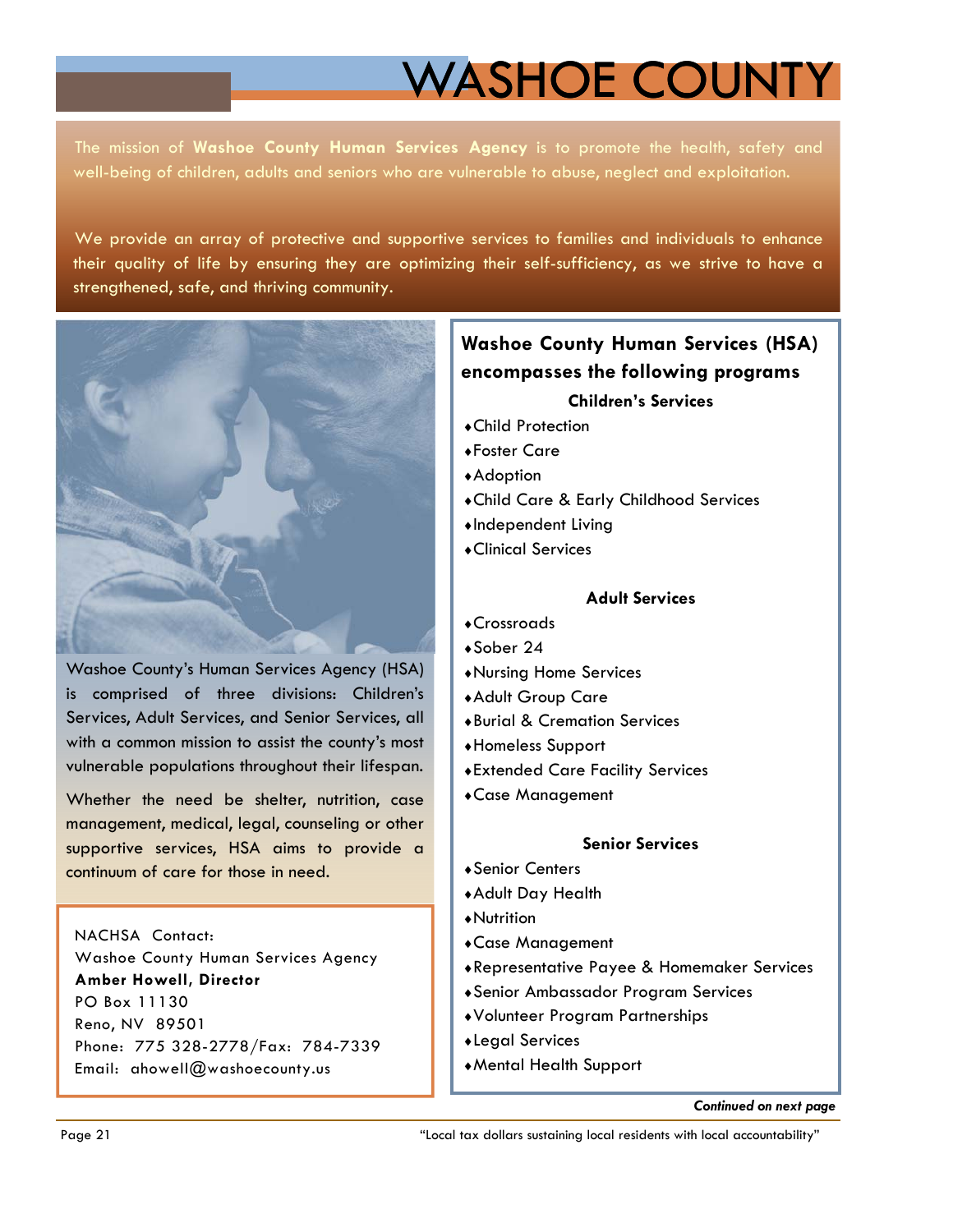# WASHOE COUNTY

The mission of **Washoe County Human Services Agency** is to promote the health, safety and well-being of children, adults and seniors who are vulnerable to abuse, neglect and exploitation.

We provide an array of protective and supportive services to families and individuals to enhance their quality of life by ensuring they are optimizing their self-sufficiency, as we strive to have a strengthened, safe, and thriving community.

Washoe County's Human Services Agency (HSA) is comprised of three divisions: Children's Services, Adult Services, and Senior Services, all with a common mission to assist the county's most vulnerable populations throughout their lifespan.

Whether the need be shelter, nutrition, case management, medical, legal, counseling or other supportive services, HSA aims to provide a continuum of care for those in need.

NACHSA Contact:
Washoe County Human Services Agency
**Amber Howell, Director**
PO Box 11130
Reno, NV 89501
Phone: 775 328-2778/Fax: 784-7339
Email: ahowell@washoecounty.us

## Washoe County Human Services (HSA) encompasses the following programs

**Children's Services**

- Child Protection
- Foster Care
- Adoption
- Child Care & Early Childhood Services
- Independent Living
- Clinical Services

**Adult Services**

- Crossroads
- Sober 24
- Nursing Home Services
- Adult Group Care
- Burial & Cremation Services
- Homeless Support
- Extended Care Facility Services
- Case Management

**Senior Services**

- Senior Centers
- Adult Day Health
- Nutrition
- Case Management
- Representative Payee & Homemaker Services
- Senior Ambassador Program Services
- Volunteer Program Partnerships
- Legal Services
- Mental Health Support

***Continued on next page***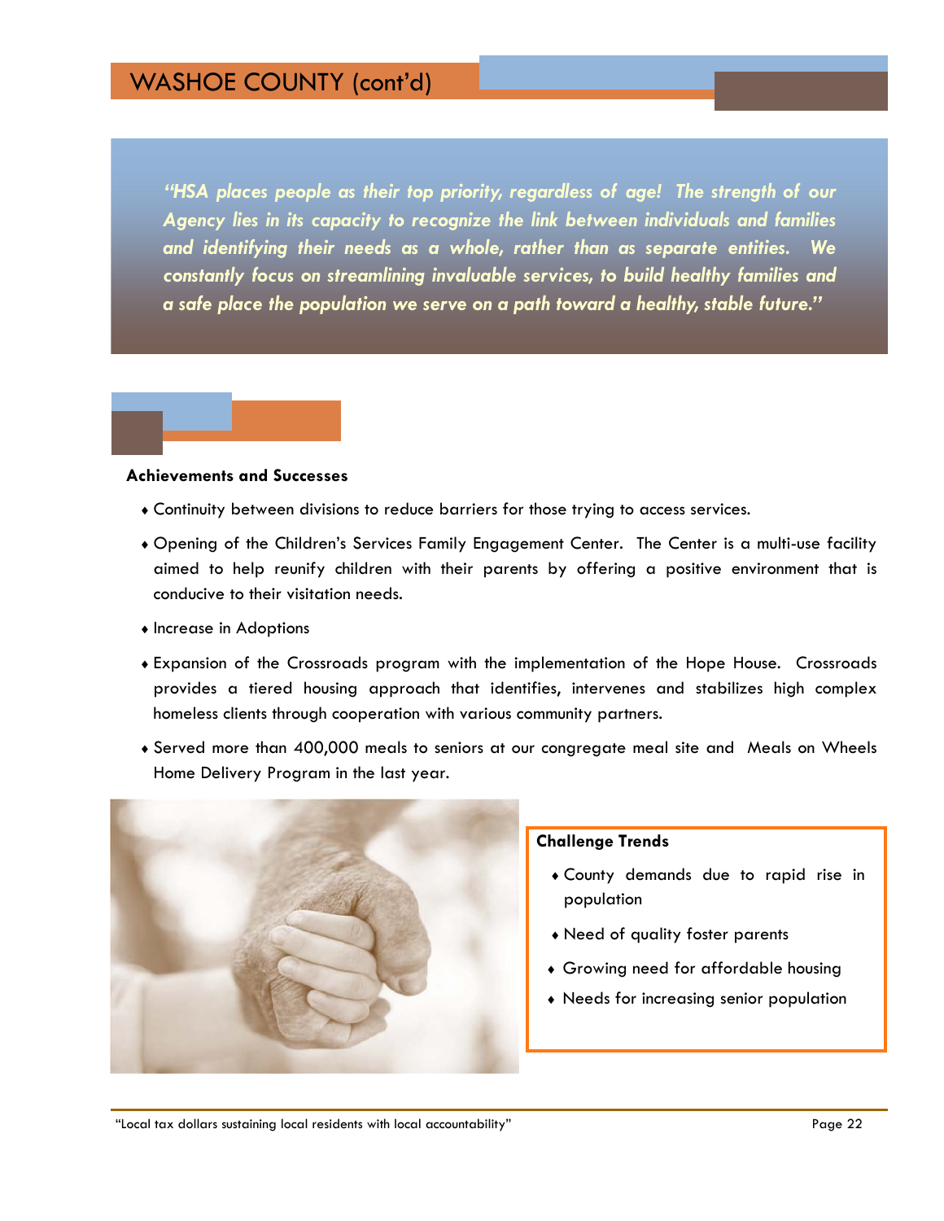# WASHOE COUNTY (cont'd)

*"HSA places people as their top priority, regardless of age! The strength of our Agency lies in its capacity to recognize the link between individuals and families and identifying their needs as a whole, rather than as separate entities. We constantly focus on streamlining invaluable services, to build healthy families and a safe place the population we serve on a path toward a healthy, stable future."*

**Achievements and Successes**

- Continuity between divisions to reduce barriers for those trying to access services.
- Opening of the Children's Services Family Engagement Center. The Center is a multi-use facility aimed to help reunify children with their parents by offering a positive environment that is conducive to their visitation needs.
- Increase in Adoptions
- Expansion of the Crossroads program with the implementation of the Hope House. Crossroads provides a tiered housing approach that identifies, intervenes and stabilizes high complex homeless clients through cooperation with various community partners.
- Served more than 400,000 meals to seniors at our congregate meal site and Meals on Wheels Home Delivery Program in the last year.

**Challenge Trends**

- County demands due to rapid rise in population
- Need of quality foster parents
- Growing need for affordable housing
- Needs for increasing senior population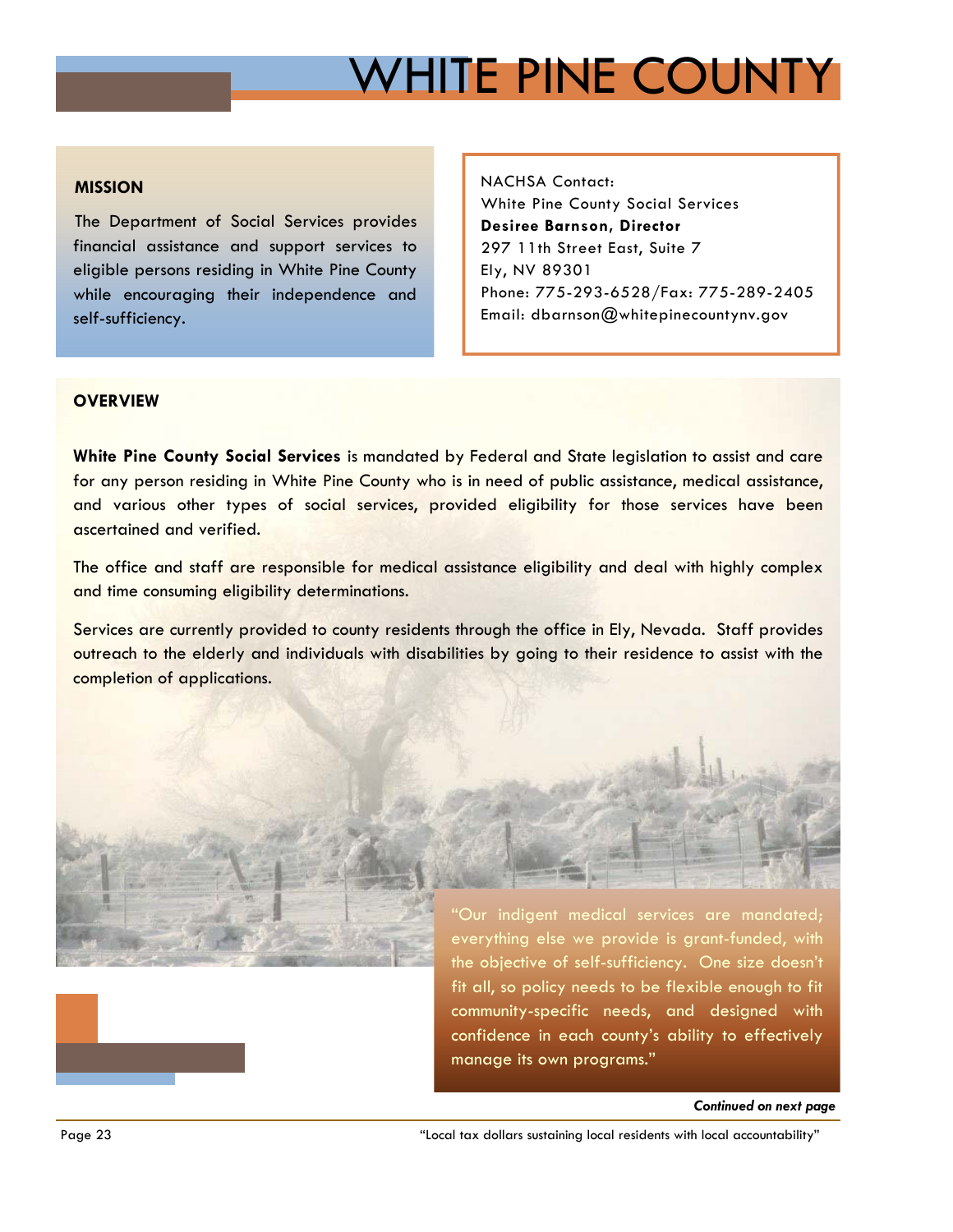# WHITE PINE COUNTY

**MISSION**

The Department of Social Services provides financial assistance and support services to eligible persons residing in White Pine County while encouraging their independence and self-sufficiency.

NACHSA Contact:
White Pine County Social Services
**Desiree Barnson, Director**
297 11th Street East, Suite 7
Ely, NV 89301
Phone: 775-293-6528/Fax: 775-289-2405
Email: dbarnson@whitepinecountynv.gov

**OVERVIEW**

**White Pine County Social Services** is mandated by Federal and State legislation to assist and care for any person residing in White Pine County who is in need of public assistance, medical assistance, and various other types of social services, provided eligibility for those services have been ascertained and verified.

The office and staff are responsible for medical assistance eligibility and deal with highly complex and time consuming eligibility determinations.

Services are currently provided to county residents through the office in Ely, Nevada. Staff provides outreach to the elderly and individuals with disabilities by going to their residence to assist with the completion of applications.

"Our indigent medical services are mandated; everything else we provide is grant-funded, with the objective of self-sufficiency. One size doesn't fit all, so policy needs to be flexible enough to fit community-specific needs, and designed with confidence in each county's ability to effectively manage its own programs."

***Continued on next page***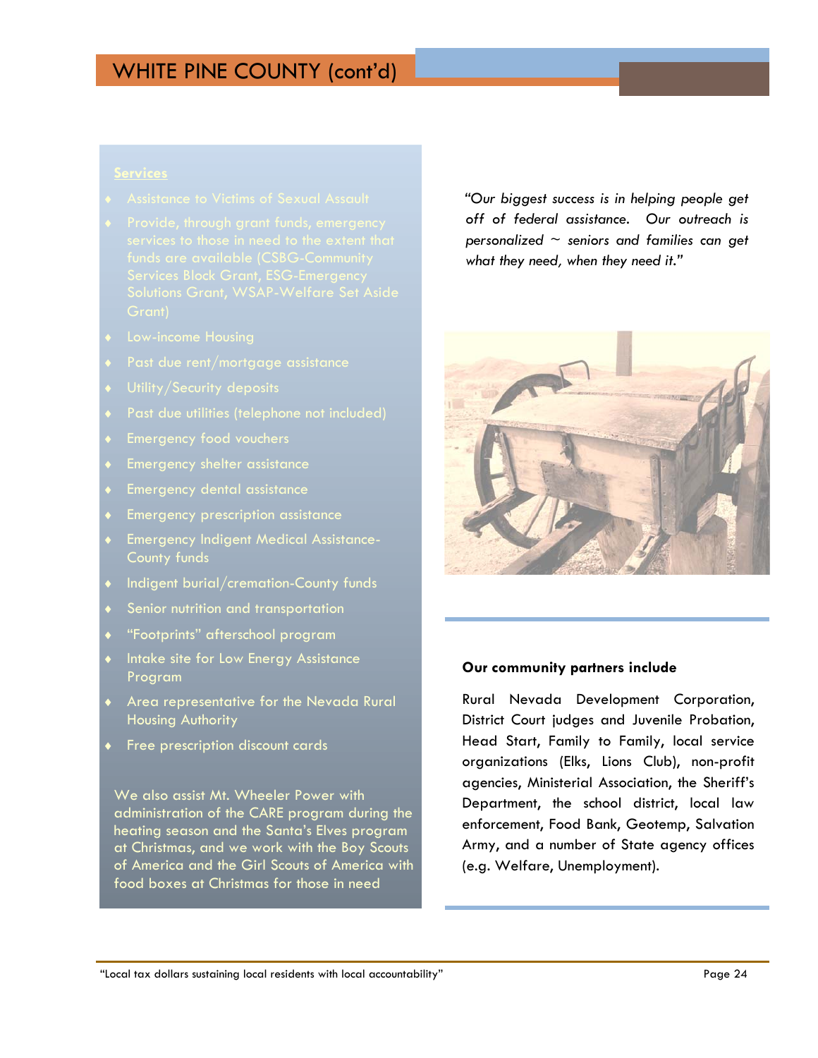# WHITE PINE COUNTY (cont'd)

**Services**

- Assistance to Victims of Sexual Assault
- Provide, through grant funds, emergency services to those in need to the extent that funds are available (CSBG-Community Services Block Grant, ESG-Emergency Solutions Grant, WSAP-Welfare Set Aside Grant)
- Low-income Housing
- Past due rent/mortgage assistance
- Utility/Security deposits
- Past due utilities (telephone not included)
- Emergency food vouchers
- Emergency shelter assistance
- Emergency dental assistance
- Emergency prescription assistance
- Emergency Indigent Medical Assistance-County funds
- Indigent burial/cremation-County funds
- Senior nutrition and transportation
- "Footprints" afterschool program
- Intake site for Low Energy Assistance Program
- Area representative for the Nevada Rural Housing Authority
- Free prescription discount cards

We also assist Mt. Wheeler Power with administration of the CARE program during the heating season and the Santa's Elves program at Christmas, and we work with the Boy Scouts of America and the Girl Scouts of America with food boxes at Christmas for those in need

*"Our biggest success is in helping people get off of federal assistance. Our outreach is personalized ~ seniors and families can get what they need, when they need it."*

**Our community partners include**

Rural Nevada Development Corporation, District Court judges and Juvenile Probation, Head Start, Family to Family, local service organizations (Elks, Lions Club), non-profit agencies, Ministerial Association, the Sheriff's Department, the school district, local law enforcement, Food Bank, Geotemp, Salvation Army, and a number of State agency offices (e.g. Welfare, Unemployment).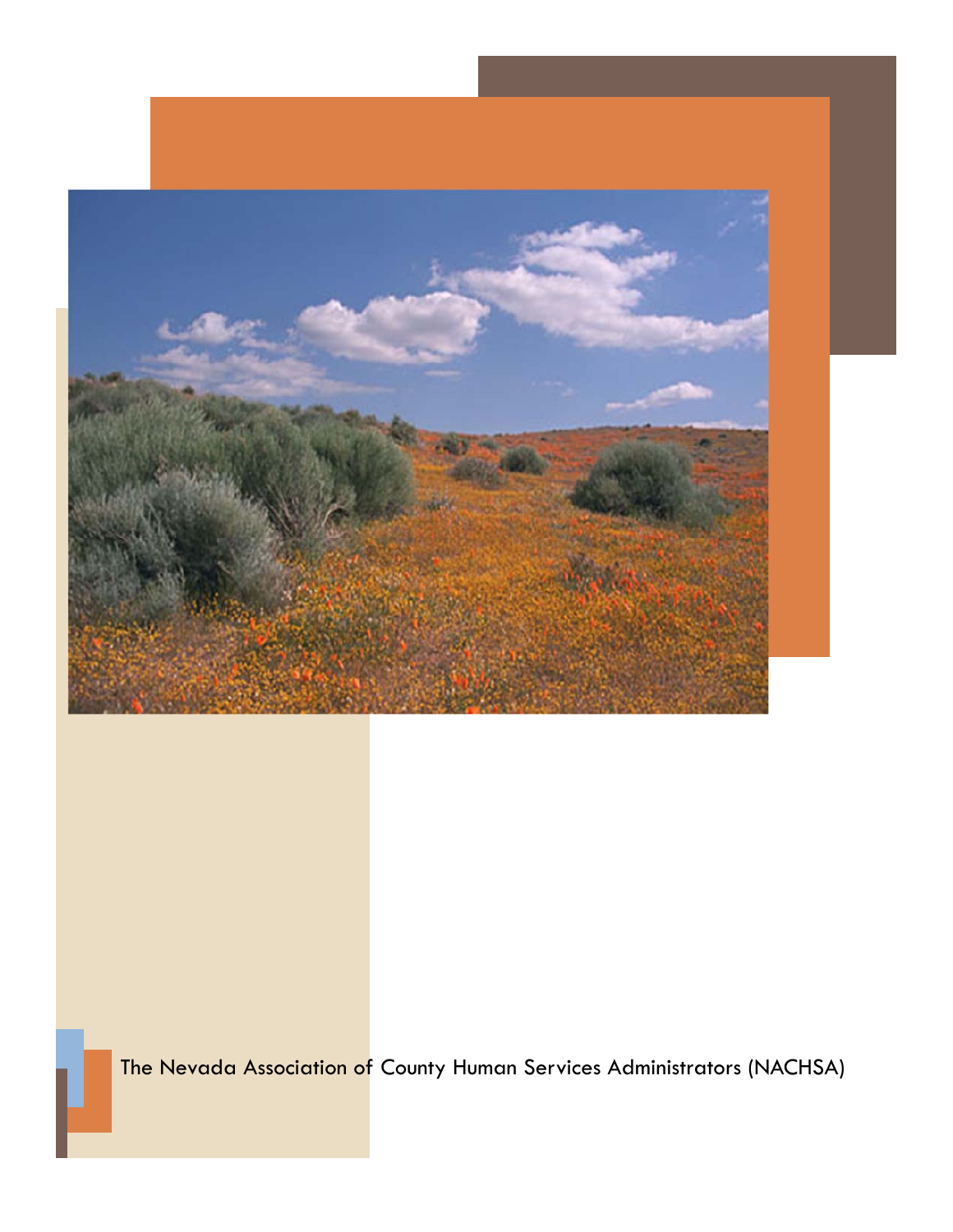The Nevada Association of County Human Services Administrators (NACHSA)